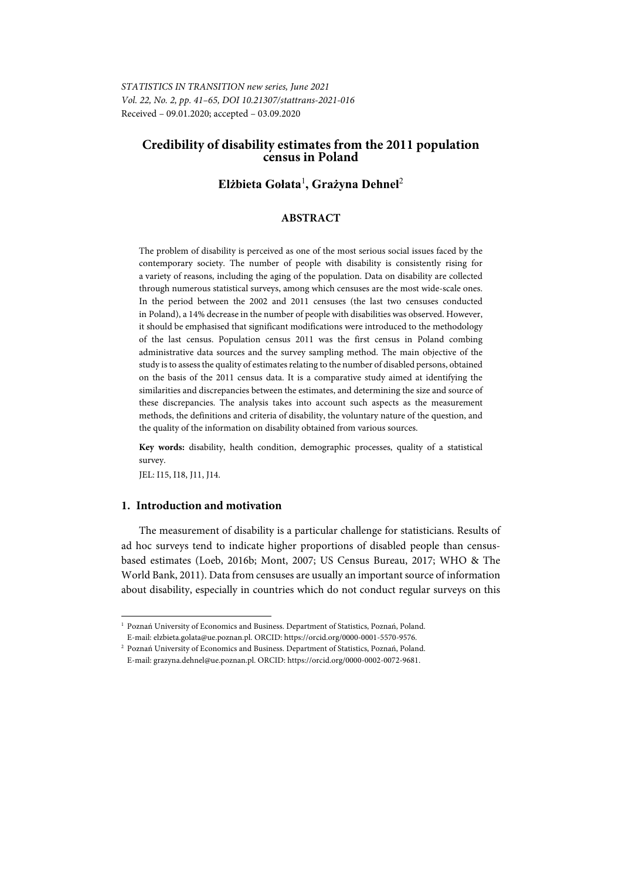*STATISTICS IN TRANSITION new series, June 2021*
*Vol. 22, No. 2, pp. 41–65, DOI 10.21307/stattrans-2021-016*
Received – 09.01.2020; accepted – 03.09.2020

# Credibility of disability estimates from the 2011 population census in Poland

**Elżbieta Gołata**[1], **Grażyna Dehnel**[2]

### ABSTRACT

The problem of disability is perceived as one of the most serious social issues faced by the contemporary society. The number of people with disability is consistently rising for a variety of reasons, including the aging of the population. Data on disability are collected through numerous statistical surveys, among which censuses are the most wide-scale ones. In the period between the 2002 and 2011 censuses (the last two censuses conducted in Poland), a 14% decrease in the number of people with disabilities was observed. However, it should be emphasised that significant modifications were introduced to the methodology of the last census. Population census 2011 was the first census in Poland combing administrative data sources and the survey sampling method. The main objective of the study is to assess the quality of estimates relating to the number of disabled persons, obtained on the basis of the 2011 census data. It is a comparative study aimed at identifying the similarities and discrepancies between the estimates, and determining the size and source of these discrepancies. The analysis takes into account such aspects as the measurement methods, the definitions and criteria of disability, the voluntary nature of the question, and the quality of the information on disability obtained from various sources.

**Key words:** disability, health condition, demographic processes, quality of a statistical survey.

JEL: I15, I18, J11, J14.

## 1. Introduction and motivation

The measurement of disability is a particular challenge for statisticians. Results of ad hoc surveys tend to indicate higher proportions of disabled people than census-based estimates (Loeb, 2016b; Mont, 2007; US Census Bureau, 2017; WHO & The World Bank, 2011). Data from censuses are usually an important source of information about disability, especially in countries which do not conduct regular surveys on this

---

[1] Poznań University of Economics and Business. Department of Statistics, Poznań, Poland. E-mail: elzbieta.golata@ue.poznan.pl. ORCID: https://orcid.org/0000-0001-5570-9576.

[2] Poznań University of Economics and Business. Department of Statistics, Poznań, Poland. E-mail: grazyna.dehnel@ue.poznan.pl. ORCID: https://orcid.org/0000-0002-0072-9681.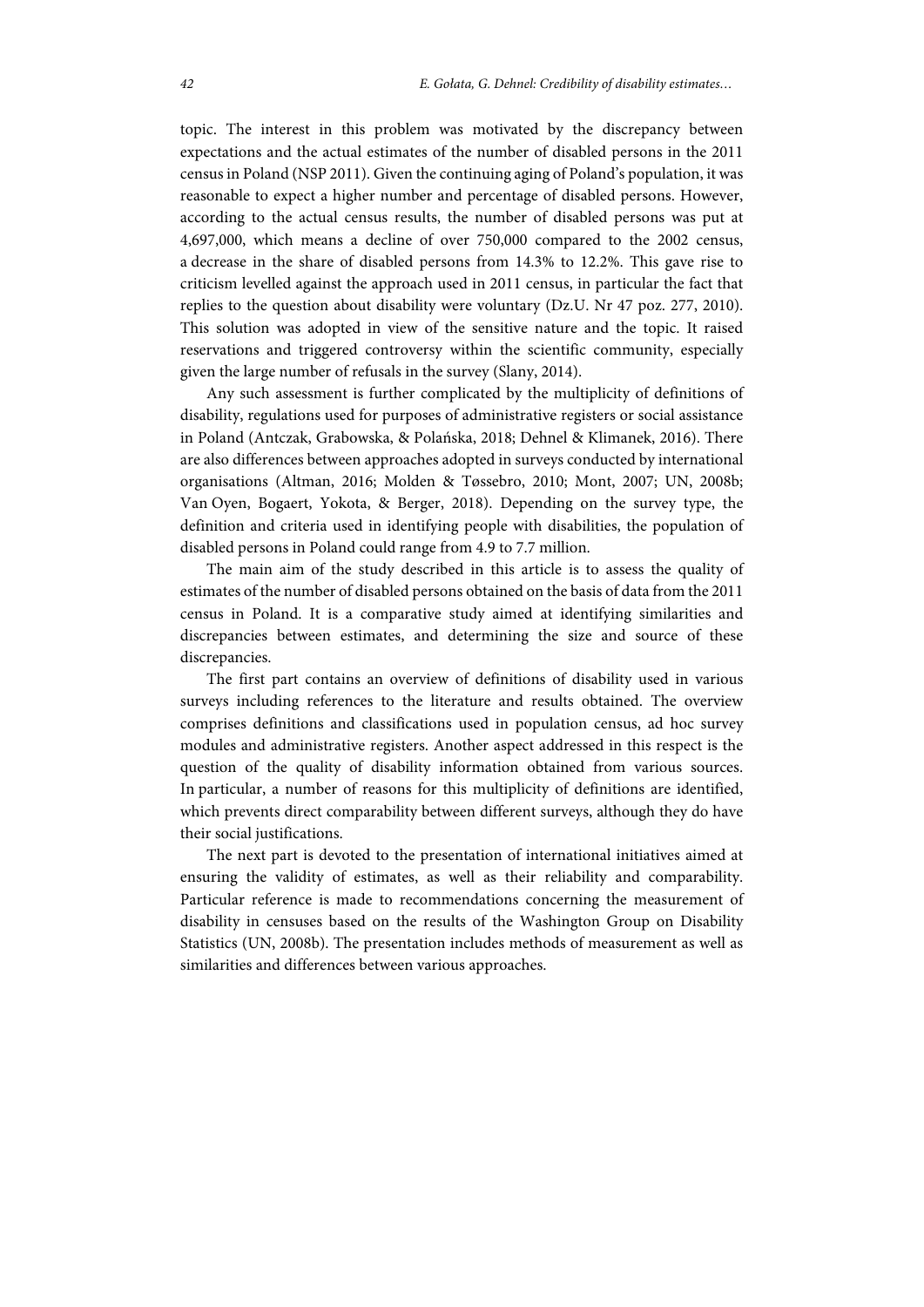topic. The interest in this problem was motivated by the discrepancy between expectations and the actual estimates of the number of disabled persons in the 2011 census in Poland (NSP 2011). Given the continuing aging of Poland's population, it was reasonable to expect a higher number and percentage of disabled persons. However, according to the actual census results, the number of disabled persons was put at 4,697,000, which means a decline of over 750,000 compared to the 2002 census, a decrease in the share of disabled persons from 14.3% to 12.2%. This gave rise to criticism levelled against the approach used in 2011 census, in particular the fact that replies to the question about disability were voluntary (Dz.U. Nr 47 poz. 277, 2010). This solution was adopted in view of the sensitive nature and the topic. It raised reservations and triggered controversy within the scientific community, especially given the large number of refusals in the survey (Slany, 2014).

Any such assessment is further complicated by the multiplicity of definitions of disability, regulations used for purposes of administrative registers or social assistance in Poland (Antczak, Grabowska, & Polańska, 2018; Dehnel & Klimanek, 2016). There are also differences between approaches adopted in surveys conducted by international organisations (Altman, 2016; Molden & Tøssebro, 2010; Mont, 2007; UN, 2008b; Van Oyen, Bogaert, Yokota, & Berger, 2018). Depending on the survey type, the definition and criteria used in identifying people with disabilities, the population of disabled persons in Poland could range from 4.9 to 7.7 million.

The main aim of the study described in this article is to assess the quality of estimates of the number of disabled persons obtained on the basis of data from the 2011 census in Poland. It is a comparative study aimed at identifying similarities and discrepancies between estimates, and determining the size and source of these discrepancies.

The first part contains an overview of definitions of disability used in various surveys including references to the literature and results obtained. The overview comprises definitions and classifications used in population census, ad hoc survey modules and administrative registers. Another aspect addressed in this respect is the question of the quality of disability information obtained from various sources. In particular, a number of reasons for this multiplicity of definitions are identified, which prevents direct comparability between different surveys, although they do have their social justifications.

The next part is devoted to the presentation of international initiatives aimed at ensuring the validity of estimates, as well as their reliability and comparability. Particular reference is made to recommendations concerning the measurement of disability in censuses based on the results of the Washington Group on Disability Statistics (UN, 2008b). The presentation includes methods of measurement as well as similarities and differences between various approaches.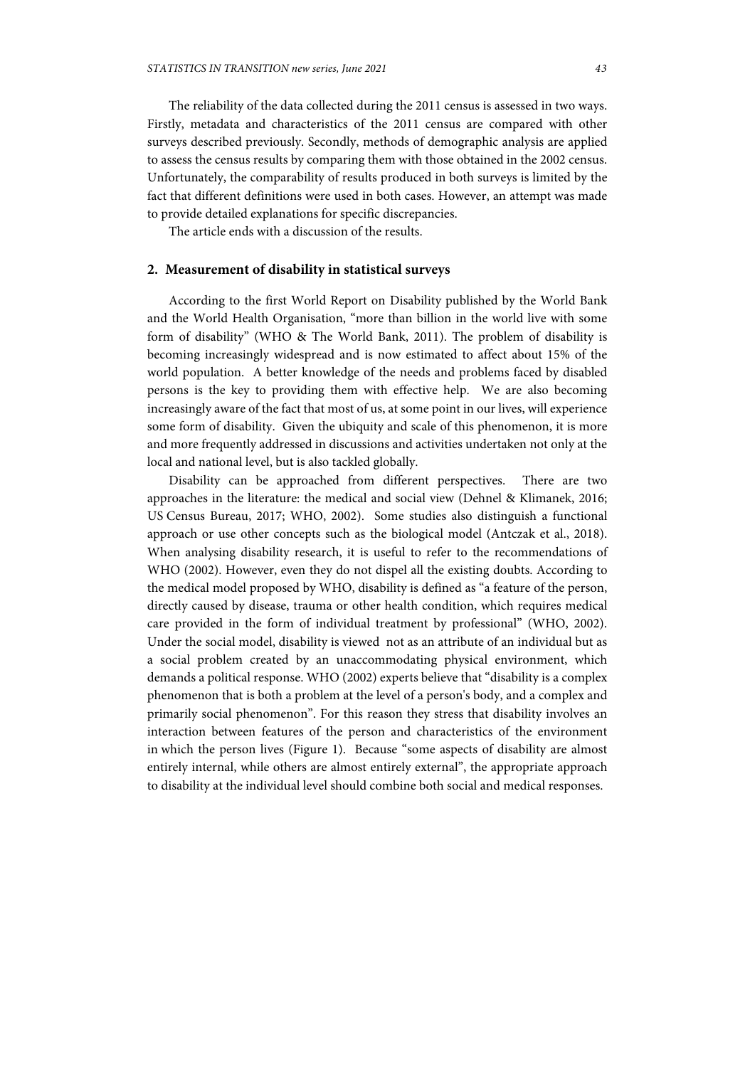The reliability of the data collected during the 2011 census is assessed in two ways. Firstly, metadata and characteristics of the 2011 census are compared with other surveys described previously. Secondly, methods of demographic analysis are applied to assess the census results by comparing them with those obtained in the 2002 census. Unfortunately, the comparability of results produced in both surveys is limited by the fact that different definitions were used in both cases. However, an attempt was made to provide detailed explanations for specific discrepancies.

The article ends with a discussion of the results.

## 2. Measurement of disability in statistical surveys

According to the first World Report on Disability published by the World Bank and the World Health Organisation, "more than billion in the world live with some form of disability" (WHO & The World Bank, 2011). The problem of disability is becoming increasingly widespread and is now estimated to affect about 15% of the world population. A better knowledge of the needs and problems faced by disabled persons is the key to providing them with effective help. We are also becoming increasingly aware of the fact that most of us, at some point in our lives, will experience some form of disability. Given the ubiquity and scale of this phenomenon, it is more and more frequently addressed in discussions and activities undertaken not only at the local and national level, but is also tackled globally.

Disability can be approached from different perspectives. There are two approaches in the literature: the medical and social view (Dehnel & Klimanek, 2016; US Census Bureau, 2017; WHO, 2002). Some studies also distinguish a functional approach or use other concepts such as the biological model (Antczak et al., 2018). When analysing disability research, it is useful to refer to the recommendations of WHO (2002). However, even they do not dispel all the existing doubts. According to the medical model proposed by WHO, disability is defined as "a feature of the person, directly caused by disease, trauma or other health condition, which requires medical care provided in the form of individual treatment by professional" (WHO, 2002). Under the social model, disability is viewed not as an attribute of an individual but as a social problem created by an unaccommodating physical environment, which demands a political response. WHO (2002) experts believe that "disability is a complex phenomenon that is both a problem at the level of a person's body, and a complex and primarily social phenomenon". For this reason they stress that disability involves an interaction between features of the person and characteristics of the environment in which the person lives (Figure 1). Because "some aspects of disability are almost entirely internal, while others are almost entirely external", the appropriate approach to disability at the individual level should combine both social and medical responses.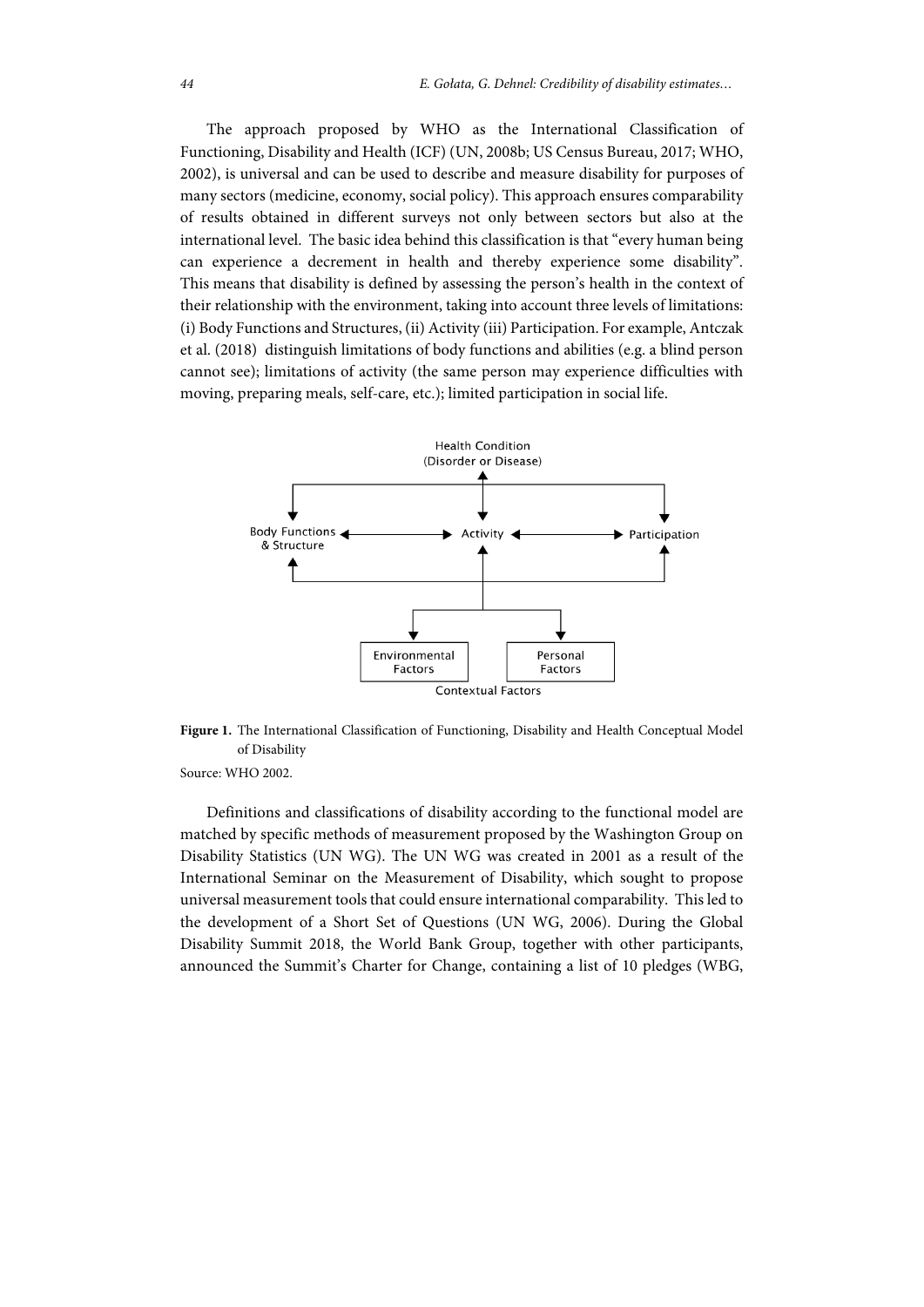The approach proposed by WHO as the International Classification of Functioning, Disability and Health (ICF) (UN, 2008b; US Census Bureau, 2017; WHO, 2002), is universal and can be used to describe and measure disability for purposes of many sectors (medicine, economy, social policy). This approach ensures comparability of results obtained in different surveys not only between sectors but also at the international level. The basic idea behind this classification is that "every human being can experience a decrement in health and thereby experience some disability". This means that disability is defined by assessing the person's health in the context of their relationship with the environment, taking into account three levels of limitations: (i) Body Functions and Structures, (ii) Activity (iii) Participation. For example, Antczak et al. (2018) distinguish limitations of body functions and abilities (e.g. a blind person cannot see); limitations of activity (the same person may experience difficulties with moving, preparing meals, self-care, etc.); limited participation in social life.

**Figure 1.** The International Classification of Functioning, Disability and Health Conceptual Model of Disability

Source: WHO 2002.

Definitions and classifications of disability according to the functional model are matched by specific methods of measurement proposed by the Washington Group on Disability Statistics (UN WG). The UN WG was created in 2001 as a result of the International Seminar on the Measurement of Disability, which sought to propose universal measurement tools that could ensure international comparability. This led to the development of a Short Set of Questions (UN WG, 2006). During the Global Disability Summit 2018, the World Bank Group, together with other participants, announced the Summit's Charter for Change, containing a list of 10 pledges (WBG,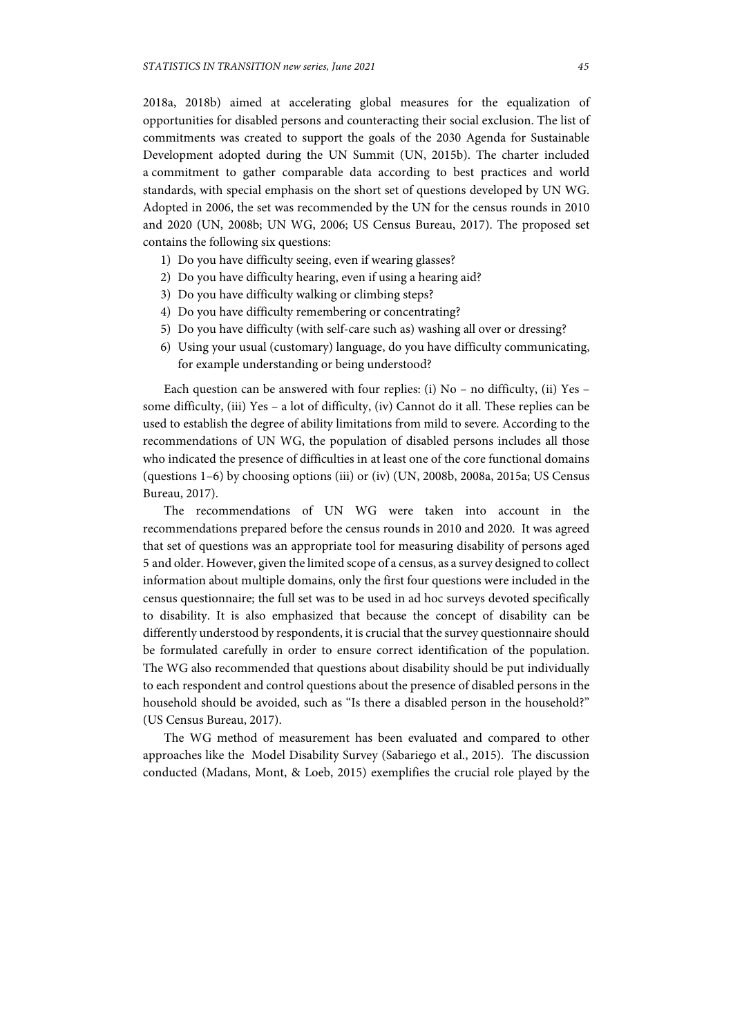2018a, 2018b) aimed at accelerating global measures for the equalization of opportunities for disabled persons and counteracting their social exclusion. The list of commitments was created to support the goals of the 2030 Agenda for Sustainable Development adopted during the UN Summit (UN, 2015b). The charter included a commitment to gather comparable data according to best practices and world standards, with special emphasis on the short set of questions developed by UN WG. Adopted in 2006, the set was recommended by the UN for the census rounds in 2010 and 2020 (UN, 2008b; UN WG, 2006; US Census Bureau, 2017). The proposed set contains the following six questions:

1) Do you have difficulty seeing, even if wearing glasses?
2) Do you have difficulty hearing, even if using a hearing aid?
3) Do you have difficulty walking or climbing steps?
4) Do you have difficulty remembering or concentrating?
5) Do you have difficulty (with self-care such as) washing all over or dressing?
6) Using your usual (customary) language, do you have difficulty communicating, for example understanding or being understood?

Each question can be answered with four replies: (i) No – no difficulty, (ii) Yes – some difficulty, (iii) Yes – a lot of difficulty, (iv) Cannot do it all. These replies can be used to establish the degree of ability limitations from mild to severe. According to the recommendations of UN WG, the population of disabled persons includes all those who indicated the presence of difficulties in at least one of the core functional domains (questions 1–6) by choosing options (iii) or (iv) (UN, 2008b, 2008a, 2015a; US Census Bureau, 2017).

The recommendations of UN WG were taken into account in the recommendations prepared before the census rounds in 2010 and 2020. It was agreed that set of questions was an appropriate tool for measuring disability of persons aged 5 and older. However, given the limited scope of a census, as a survey designed to collect information about multiple domains, only the first four questions were included in the census questionnaire; the full set was to be used in ad hoc surveys devoted specifically to disability. It is also emphasized that because the concept of disability can be differently understood by respondents, it is crucial that the survey questionnaire should be formulated carefully in order to ensure correct identification of the population. The WG also recommended that questions about disability should be put individually to each respondent and control questions about the presence of disabled persons in the household should be avoided, such as "Is there a disabled person in the household?" (US Census Bureau, 2017).

The WG method of measurement has been evaluated and compared to other approaches like the Model Disability Survey (Sabariego et al., 2015). The discussion conducted (Madans, Mont, & Loeb, 2015) exemplifies the crucial role played by the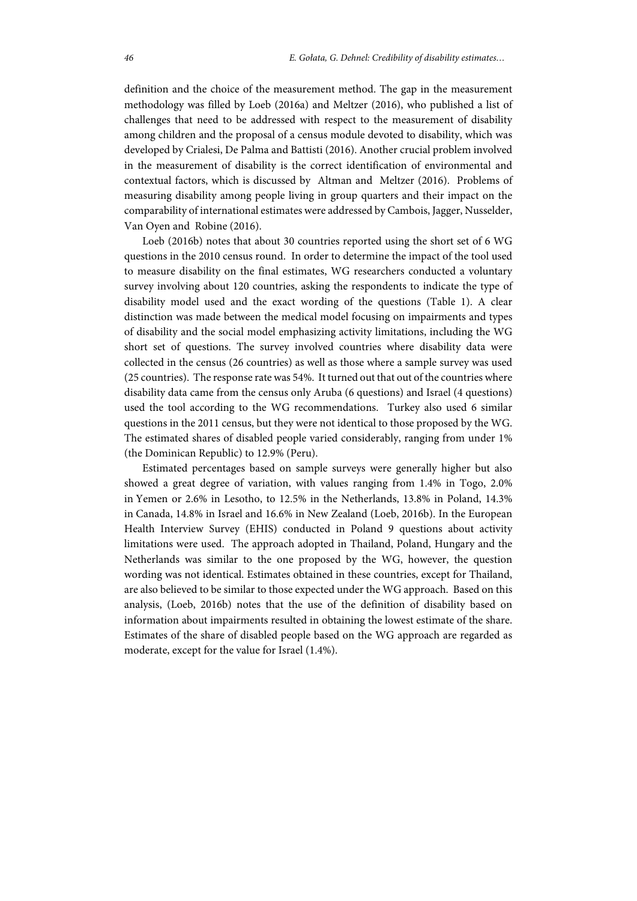definition and the choice of the measurement method. The gap in the measurement methodology was filled by Loeb (2016a) and Meltzer (2016), who published a list of challenges that need to be addressed with respect to the measurement of disability among children and the proposal of a census module devoted to disability, which was developed by Crialesi, De Palma and Battisti (2016). Another crucial problem involved in the measurement of disability is the correct identification of environmental and contextual factors, which is discussed by Altman and Meltzer (2016). Problems of measuring disability among people living in group quarters and their impact on the comparability of international estimates were addressed by Cambois, Jagger, Nusselder, Van Oyen and Robine (2016).

Loeb (2016b) notes that about 30 countries reported using the short set of 6 WG questions in the 2010 census round. In order to determine the impact of the tool used to measure disability on the final estimates, WG researchers conducted a voluntary survey involving about 120 countries, asking the respondents to indicate the type of disability model used and the exact wording of the questions (Table 1). A clear distinction was made between the medical model focusing on impairments and types of disability and the social model emphasizing activity limitations, including the WG short set of questions. The survey involved countries where disability data were collected in the census (26 countries) as well as those where a sample survey was used (25 countries). The response rate was 54%. It turned out that out of the countries where disability data came from the census only Aruba (6 questions) and Israel (4 questions) used the tool according to the WG recommendations. Turkey also used 6 similar questions in the 2011 census, but they were not identical to those proposed by the WG. The estimated shares of disabled people varied considerably, ranging from under 1% (the Dominican Republic) to 12.9% (Peru).

Estimated percentages based on sample surveys were generally higher but also showed a great degree of variation, with values ranging from 1.4% in Togo, 2.0% in Yemen or 2.6% in Lesotho, to 12.5% in the Netherlands, 13.8% in Poland, 14.3% in Canada, 14.8% in Israel and 16.6% in New Zealand (Loeb, 2016b). In the European Health Interview Survey (EHIS) conducted in Poland 9 questions about activity limitations were used. The approach adopted in Thailand, Poland, Hungary and the Netherlands was similar to the one proposed by the WG, however, the question wording was not identical. Estimates obtained in these countries, except for Thailand, are also believed to be similar to those expected under the WG approach. Based on this analysis, (Loeb, 2016b) notes that the use of the definition of disability based on information about impairments resulted in obtaining the lowest estimate of the share. Estimates of the share of disabled people based on the WG approach are regarded as moderate, except for the value for Israel (1.4%).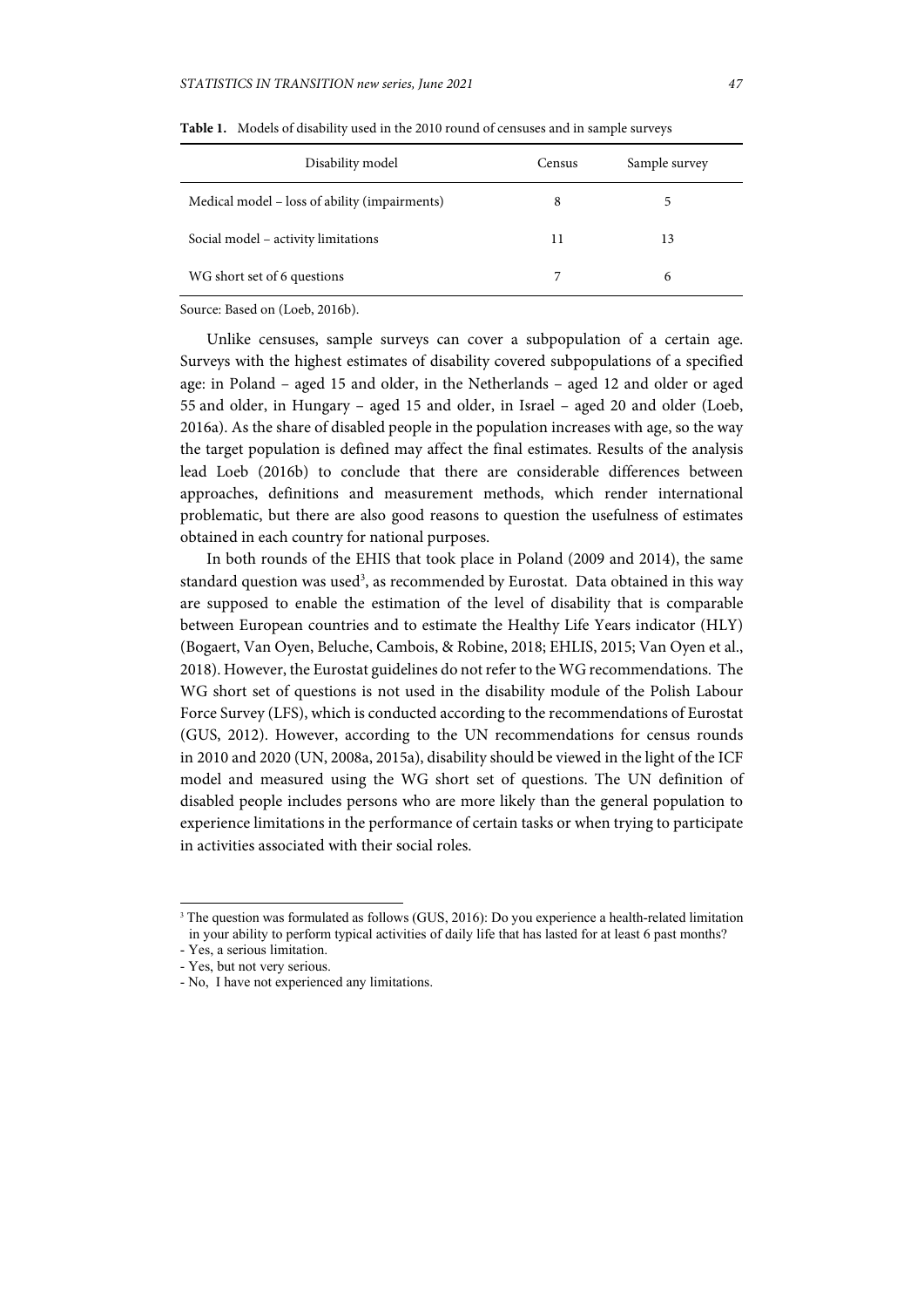**Table 1.** Models of disability used in the 2010 round of censuses and in sample surveys

| Disability model | Census | Sample survey |
|---|---|---|
| Medical model – loss of ability (impairments) | 8 | 5 |
| Social model – activity limitations | 11 | 13 |
| WG short set of 6 questions | 7 | 6 |

Source: Based on (Loeb, 2016b).

Unlike censuses, sample surveys can cover a subpopulation of a certain age. Surveys with the highest estimates of disability covered subpopulations of a specified age: in Poland – aged 15 and older, in the Netherlands – aged 12 and older or aged 55 and older, in Hungary – aged 15 and older, in Israel – aged 20 and older (Loeb, 2016a). As the share of disabled people in the population increases with age, so the way the target population is defined may affect the final estimates. Results of the analysis lead Loeb (2016b) to conclude that there are considerable differences between approaches, definitions and measurement methods, which render international problematic, but there are also good reasons to question the usefulness of estimates obtained in each country for national purposes.

In both rounds of the EHIS that took place in Poland (2009 and 2014), the same standard question was used[3], as recommended by Eurostat. Data obtained in this way are supposed to enable the estimation of the level of disability that is comparable between European countries and to estimate the Healthy Life Years indicator (HLY) (Bogaert, Van Oyen, Beluche, Cambois, & Robine, 2018; EHLIS, 2015; Van Oyen et al., 2018). However, the Eurostat guidelines do not refer to the WG recommendations. The WG short set of questions is not used in the disability module of the Polish Labour Force Survey (LFS), which is conducted according to the recommendations of Eurostat (GUS, 2012). However, according to the UN recommendations for census rounds in 2010 and 2020 (UN, 2008a, 2015a), disability should be viewed in the light of the ICF model and measured using the WG short set of questions. The UN definition of disabled people includes persons who are more likely than the general population to experience limitations in the performance of certain tasks or when trying to participate in activities associated with their social roles.

[3] The question was formulated as follows (GUS, 2016): Do you experience a health-related limitation in your ability to perform typical activities of daily life that has lasted for at least 6 past months?
- Yes, a serious limitation.
- Yes, but not very serious.
- No, I have not experienced any limitations.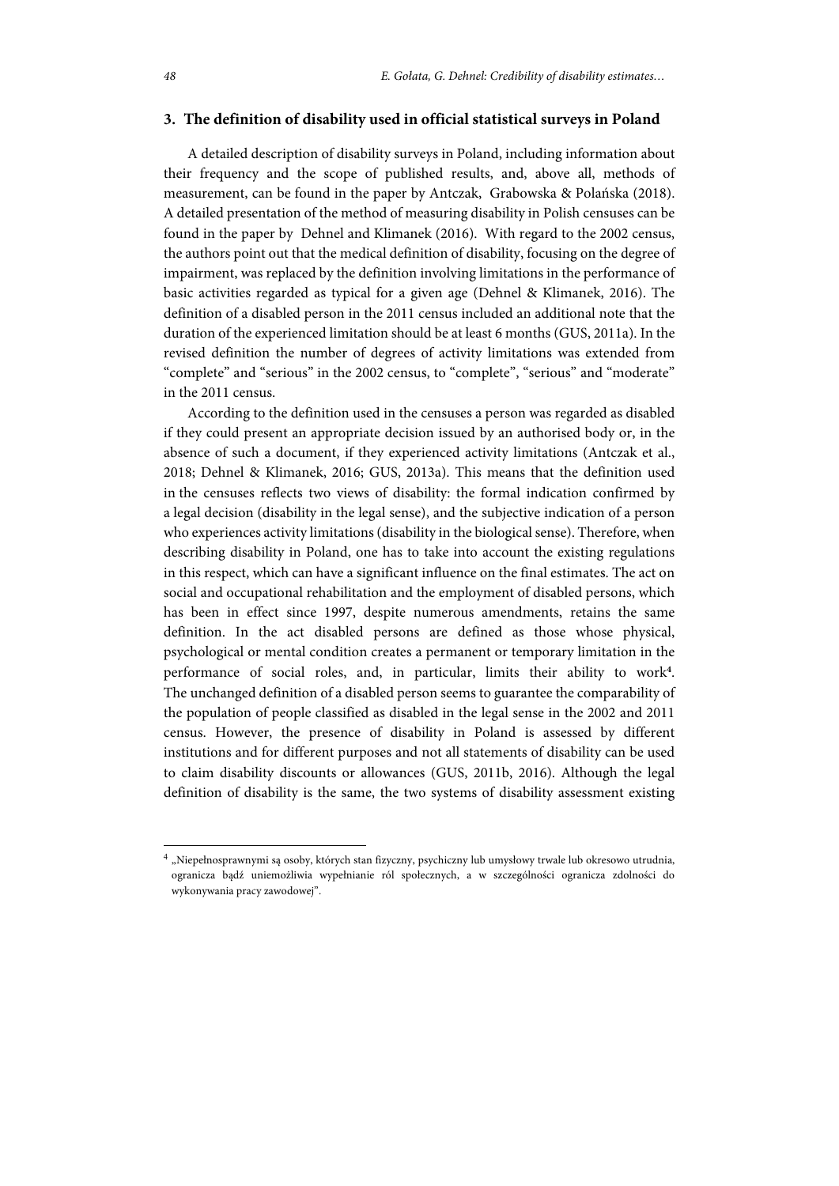## 3. The definition of disability used in official statistical surveys in Poland

A detailed description of disability surveys in Poland, including information about their frequency and the scope of published results, and, above all, methods of measurement, can be found in the paper by Antczak, Grabowska & Polańska (2018). A detailed presentation of the method of measuring disability in Polish censuses can be found in the paper by Dehnel and Klimanek (2016). With regard to the 2002 census, the authors point out that the medical definition of disability, focusing on the degree of impairment, was replaced by the definition involving limitations in the performance of basic activities regarded as typical for a given age (Dehnel & Klimanek, 2016). The definition of a disabled person in the 2011 census included an additional note that the duration of the experienced limitation should be at least 6 months (GUS, 2011a). In the revised definition the number of degrees of activity limitations was extended from "complete" and "serious" in the 2002 census, to "complete", "serious" and "moderate" in the 2011 census.

According to the definition used in the censuses a person was regarded as disabled if they could present an appropriate decision issued by an authorised body or, in the absence of such a document, if they experienced activity limitations (Antczak et al., 2018; Dehnel & Klimanek, 2016; GUS, 2013a). This means that the definition used in the censuses reflects two views of disability: the formal indication confirmed by a legal decision (disability in the legal sense), and the subjective indication of a person who experiences activity limitations (disability in the biological sense). Therefore, when describing disability in Poland, one has to take into account the existing regulations in this respect, which can have a significant influence on the final estimates. The act on social and occupational rehabilitation and the employment of disabled persons, which has been in effect since 1997, despite numerous amendments, retains the same definition. In the act disabled persons are defined as those whose physical, psychological or mental condition creates a permanent or temporary limitation in the performance of social roles, and, in particular, limits their ability to work[4]. The unchanged definition of a disabled person seems to guarantee the comparability of the population of people classified as disabled in the legal sense in the 2002 and 2011 census. However, the presence of disability in Poland is assessed by different institutions and for different purposes and not all statements of disability can be used to claim disability discounts or allowances (GUS, 2011b, 2016). Although the legal definition of disability is the same, the two systems of disability assessment existing

[4] „Niepełnosprawnymi są osoby, których stan fizyczny, psychiczny lub umysłowy trwale lub okresowo utrudnia, ogranicza bądź uniemożliwia wypełnianie ról społecznych, a w szczególności ogranicza zdolności do wykonywania pracy zawodowej".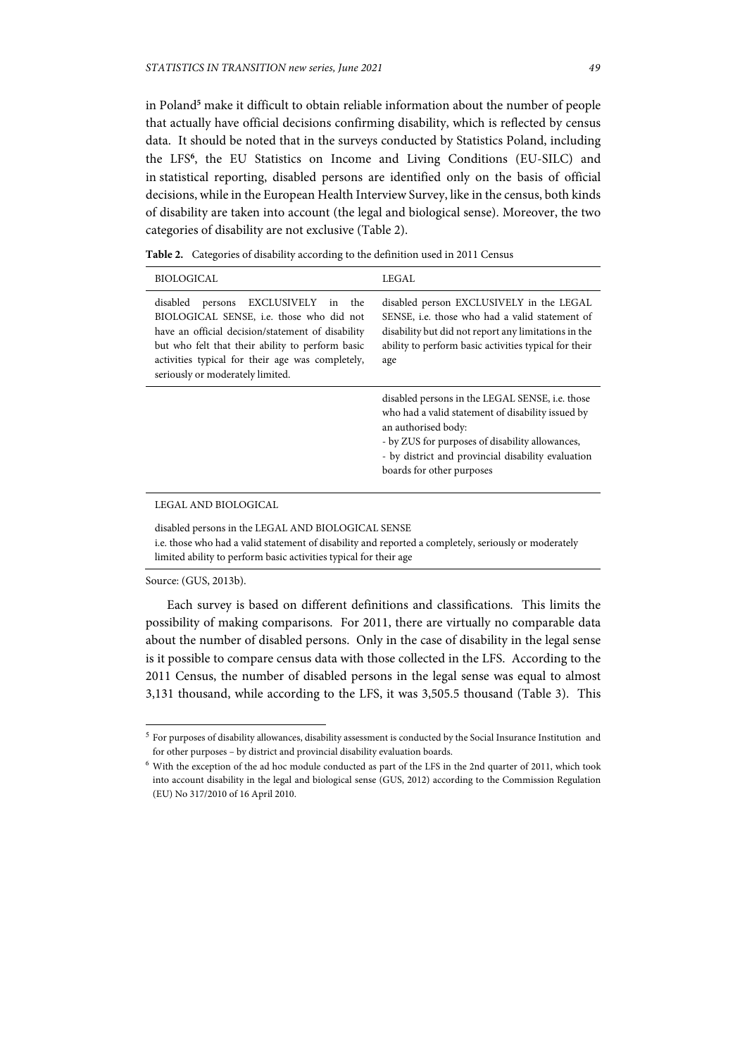in Poland[5] make it difficult to obtain reliable information about the number of people that actually have official decisions confirming disability, which is reflected by census data. It should be noted that in the surveys conducted by Statistics Poland, including the LFS[6], the EU Statistics on Income and Living Conditions (EU-SILC) and in statistical reporting, disabled persons are identified only on the basis of official decisions, while in the European Health Interview Survey, like in the census, both kinds of disability are taken into account (the legal and biological sense). Moreover, the two categories of disability are not exclusive (Table 2).

**Table 2.** Categories of disability according to the definition used in 2011 Census

| BIOLOGICAL | LEGAL |
|---|---|
| disabled persons EXCLUSIVELY in the BIOLOGICAL SENSE, i.e. those who did not have an official decision/statement of disability but who felt that their ability to perform basic activities typical for their age was completely, seriously or moderately limited. | disabled person EXCLUSIVELY in the LEGAL SENSE, i.e. those who had a valid statement of disability but did not report any limitations in the ability to perform basic activities typical for their age |
| | disabled persons in the LEGAL SENSE, i.e. those who had a valid statement of disability issued by an authorised body:<br>- by ZUS for purposes of disability allowances,<br>- by district and provincial disability evaluation boards for other purposes |
| LEGAL AND BIOLOGICAL | |
| disabled persons in the LEGAL AND BIOLOGICAL SENSE<br>i.e. those who had a valid statement of disability and reported a completely, seriously or moderately limited ability to perform basic activities typical for their age | |

Source: (GUS, 2013b).

Each survey is based on different definitions and classifications. This limits the possibility of making comparisons. For 2011, there are virtually no comparable data about the number of disabled persons. Only in the case of disability in the legal sense is it possible to compare census data with those collected in the LFS. According to the 2011 Census, the number of disabled persons in the legal sense was equal to almost 3,131 thousand, while according to the LFS, it was 3,505.5 thousand (Table 3). This

[5] For purposes of disability allowances, disability assessment is conducted by the Social Insurance Institution and for other purposes – by district and provincial disability evaluation boards.

[6] With the exception of the ad hoc module conducted as part of the LFS in the 2nd quarter of 2011, which took into account disability in the legal and biological sense (GUS, 2012) according to the Commission Regulation (EU) No 317/2010 of 16 April 2010.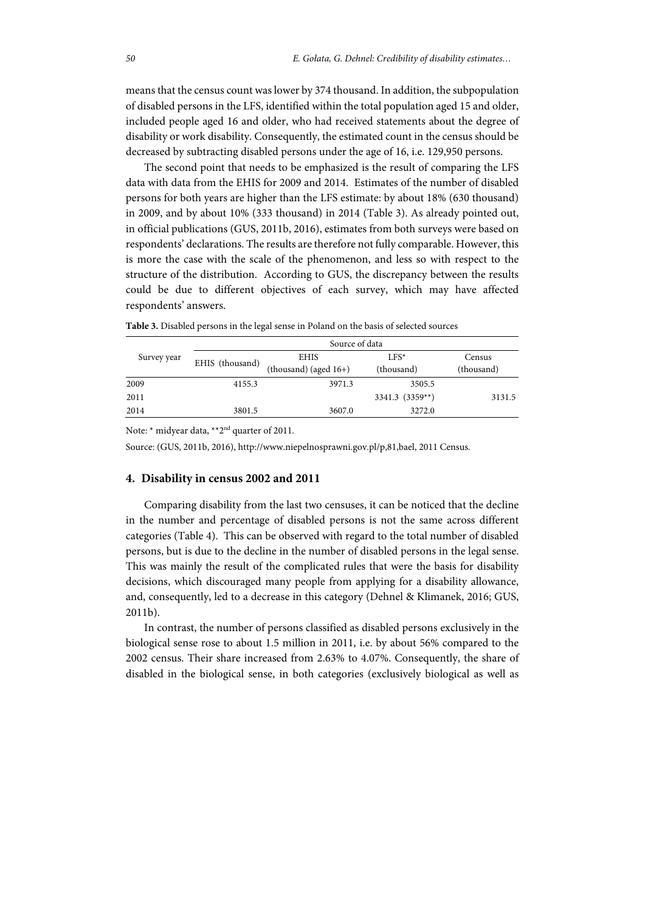means that the census count was lower by 374 thousand. In addition, the subpopulation of disabled persons in the LFS, identified within the total population aged 15 and older, included people aged 16 and older, who had received statements about the degree of disability or work disability. Consequently, the estimated count in the census should be decreased by subtracting disabled persons under the age of 16, i.e. 129,950 persons.

The second point that needs to be emphasized is the result of comparing the LFS data with data from the EHIS for 2009 and 2014. Estimates of the number of disabled persons for both years are higher than the LFS estimate: by about 18% (630 thousand) in 2009, and by about 10% (333 thousand) in 2014 (Table 3). As already pointed out, in official publications (GUS, 2011b, 2016), estimates from both surveys were based on respondents' declarations. The results are therefore not fully comparable. However, this is more the case with the scale of the phenomenon, and less so with respect to the structure of the distribution. According to GUS, the discrepancy between the results could be due to different objectives of each survey, which may have affected respondents' answers.

**Table 3.** Disabled persons in the legal sense in Poland on the basis of selected sources

| Survey year | Source of data | | | |
|---|---|---|---|---|
| | EHIS (thousand) | EHIS (thousand) (aged 16+) | LFS* (thousand) | Census (thousand) |
| 2009 | 4155.3 | 3971.3 | 3505.5 | |
| 2011 | | | 3341.3 (3359**) | 3131.5 |
| 2014 | 3801.5 | 3607.0 | 3272.0 | |

Note: * midyear data, **2nd quarter of 2011.

Source: (GUS, 2011b, 2016), http://www.niepelnosprawni.gov.pl/p,81,bael, 2011 Census.

## 4. Disability in census 2002 and 2011

Comparing disability from the last two censuses, it can be noticed that the decline in the number and percentage of disabled persons is not the same across different categories (Table 4). This can be observed with regard to the total number of disabled persons, but is due to the decline in the number of disabled persons in the legal sense. This was mainly the result of the complicated rules that were the basis for disability decisions, which discouraged many people from applying for a disability allowance, and, consequently, led to a decrease in this category (Dehnel & Klimanek, 2016; GUS, 2011b).

In contrast, the number of persons classified as disabled persons exclusively in the biological sense rose to about 1.5 million in 2011, i.e. by about 56% compared to the 2002 census. Their share increased from 2.63% to 4.07%. Consequently, the share of disabled in the biological sense, in both categories (exclusively biological as well as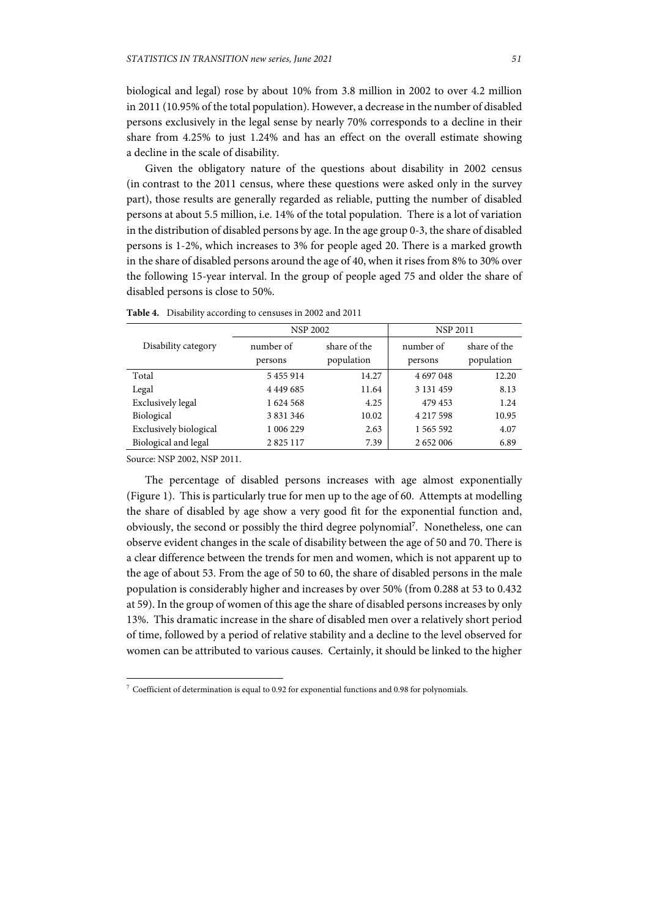biological and legal) rose by about 10% from 3.8 million in 2002 to over 4.2 million in 2011 (10.95% of the total population). However, a decrease in the number of disabled persons exclusively in the legal sense by nearly 70% corresponds to a decline in their share from 4.25% to just 1.24% and has an effect on the overall estimate showing a decline in the scale of disability.

Given the obligatory nature of the questions about disability in 2002 census (in contrast to the 2011 census, where these questions were asked only in the survey part), those results are generally regarded as reliable, putting the number of disabled persons at about 5.5 million, i.e. 14% of the total population. There is a lot of variation in the distribution of disabled persons by age. In the age group 0-3, the share of disabled persons is 1-2%, which increases to 3% for people aged 20. There is a marked growth in the share of disabled persons around the age of 40, when it rises from 8% to 30% over the following 15-year interval. In the group of people aged 75 and older the share of disabled persons is close to 50%.

**Table 4.** Disability according to censuses in 2002 and 2011

| Disability category | NSP 2002 | | NSP 2011 | |
|---|---|---|---|---|
| | number of persons | share of the population | number of persons | share of the population |
| Total | 5 455 914 | 14.27 | 4 697 048 | 12.20 |
| Legal | 4 449 685 | 11.64 | 3 131 459 | 8.13 |
| Exclusively legal | 1 624 568 | 4.25 | 479 453 | 1.24 |
| Biological | 3 831 346 | 10.02 | 4 217 598 | 10.95 |
| Exclusively biological | 1 006 229 | 2.63 | 1 565 592 | 4.07 |
| Biological and legal | 2 825 117 | 7.39 | 2 652 006 | 6.89 |

Source: NSP 2002, NSP 2011.

The percentage of disabled persons increases with age almost exponentially (Figure 1). This is particularly true for men up to the age of 60. Attempts at modelling the share of disabled by age show a very good fit for the exponential function and, obviously, the second or possibly the third degree polynomial[7]. Nonetheless, one can observe evident changes in the scale of disability between the age of 50 and 70. There is a clear difference between the trends for men and women, which is not apparent up to the age of about 53. From the age of 50 to 60, the share of disabled persons in the male population is considerably higher and increases by over 50% (from 0.288 at 53 to 0.432 at 59). In the group of women of this age the share of disabled persons increases by only 13%. This dramatic increase in the share of disabled men over a relatively short period of time, followed by a period of relative stability and a decline to the level observed for women can be attributed to various causes. Certainly, it should be linked to the higher

[7] Coefficient of determination is equal to 0.92 for exponential functions and 0.98 for polynomials.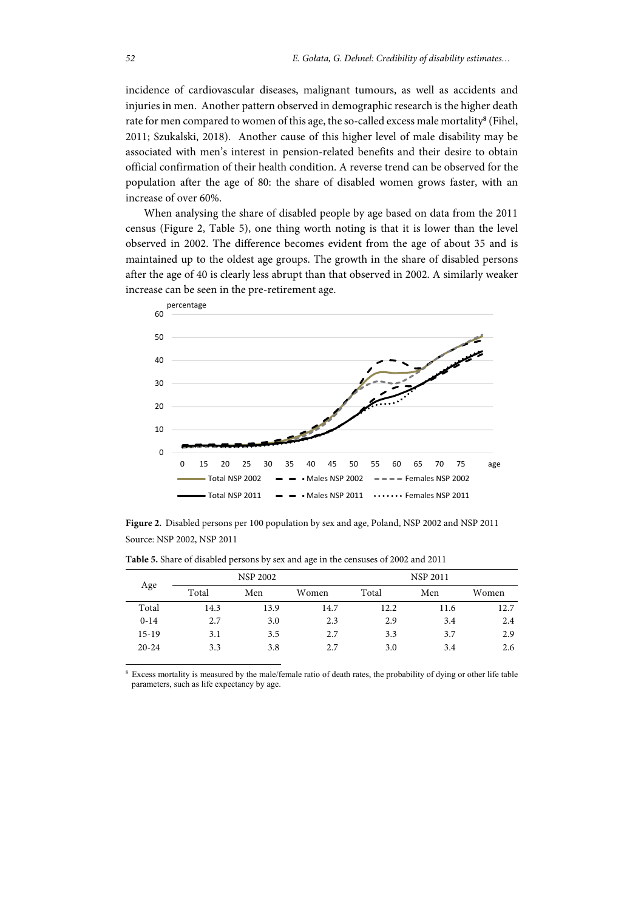incidence of cardiovascular diseases, malignant tumours, as well as accidents and injuries in men. Another pattern observed in demographic research is the higher death rate for men compared to women of this age, the so-called excess male mortality[8] (Fihel, 2011; Szukalski, 2018). Another cause of this higher level of male disability may be associated with men's interest in pension-related benefits and their desire to obtain official confirmation of their health condition. A reverse trend can be observed for the population after the age of 80: the share of disabled women grows faster, with an increase of over 60%.

When analysing the share of disabled people by age based on data from the 2011 census (Figure 2, Table 5), one thing worth noting is that it is lower than the level observed in 2002. The difference becomes evident from the age of about 35 and is maintained up to the oldest age groups. The growth in the share of disabled persons after the age of 40 is clearly less abrupt than that observed in 2002. A similarly weaker increase can be seen in the pre-retirement age.

**Figure 2.** Disabled persons per 100 population by sex and age, Poland, NSP 2002 and NSP 2011
Source: NSP 2002, NSP 2011

**Table 5.** Share of disabled persons by sex and age in the censuses of 2002 and 2011

| Age | NSP 2002 | | | NSP 2011 | | |
|---|---|---|---|---|---|---|
| | Total | Men | Women | Total | Men | Women |
| Total | 14.3 | 13.9 | 14.7 | 12.2 | 11.6 | 12.7 |
| 0-14 | 2.7 | 3.0 | 2.3 | 2.9 | 3.4 | 2.4 |
| 15-19 | 3.1 | 3.5 | 2.7 | 3.3 | 3.7 | 2.9 |
| 20-24 | 3.3 | 3.8 | 2.7 | 3.0 | 3.4 | 2.6 |

[8] Excess mortality is measured by the male/female ratio of death rates, the probability of dying or other life table parameters, such as life expectancy by age.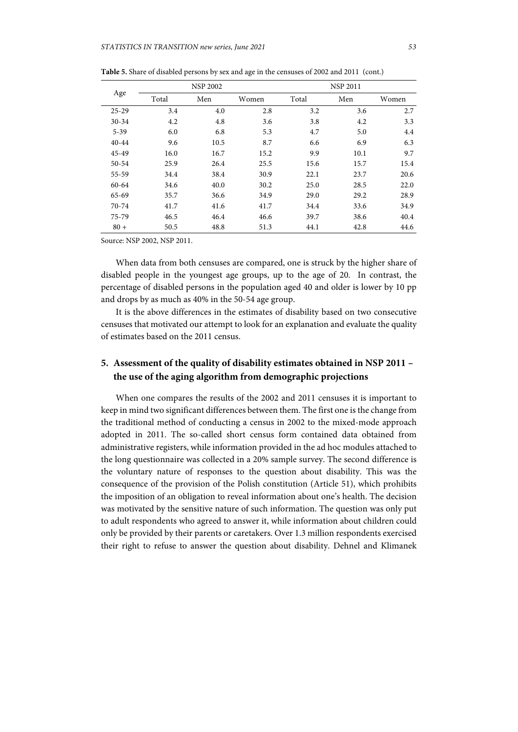**Table 5.** Share of disabled persons by sex and age in the censuses of 2002 and 2011 (cont.)

| Age | NSP 2002 | | | NSP 2011 | | |
|---|---|---|---|---|---|---|
| | Total | Men | Women | Total | Men | Women |
| 25-29 | 3.4 | 4.0 | 2.8 | 3.2 | 3.6 | 2.7 |
| 30-34 | 4.2 | 4.8 | 3.6 | 3.8 | 4.2 | 3.3 |
| 5-39 | 6.0 | 6.8 | 5.3 | 4.7 | 5.0 | 4.4 |
| 40-44 | 9.6 | 10.5 | 8.7 | 6.6 | 6.9 | 6.3 |
| 45-49 | 16.0 | 16.7 | 15.2 | 9.9 | 10.1 | 9.7 |
| 50-54 | 25.9 | 26.4 | 25.5 | 15.6 | 15.7 | 15.4 |
| 55-59 | 34.4 | 38.4 | 30.9 | 22.1 | 23.7 | 20.6 |
| 60-64 | 34.6 | 40.0 | 30.2 | 25.0 | 28.5 | 22.0 |
| 65-69 | 35.7 | 36.6 | 34.9 | 29.0 | 29.2 | 28.9 |
| 70-74 | 41.7 | 41.6 | 41.7 | 34.4 | 33.6 | 34.9 |
| 75-79 | 46.5 | 46.4 | 46.6 | 39.7 | 38.6 | 40.4 |
| 80 + | 50.5 | 48.8 | 51.3 | 44.1 | 42.8 | 44.6 |

Source: NSP 2002, NSP 2011.

When data from both censuses are compared, one is struck by the higher share of disabled people in the youngest age groups, up to the age of 20. In contrast, the percentage of disabled persons in the population aged 40 and older is lower by 10 pp and drops by as much as 40% in the 50-54 age group.

It is the above differences in the estimates of disability based on two consecutive censuses that motivated our attempt to look for an explanation and evaluate the quality of estimates based on the 2011 census.

## 5. Assessment of the quality of disability estimates obtained in NSP 2011 – the use of the aging algorithm from demographic projections

When one compares the results of the 2002 and 2011 censuses it is important to keep in mind two significant differences between them. The first one is the change from the traditional method of conducting a census in 2002 to the mixed-mode approach adopted in 2011. The so-called short census form contained data obtained from administrative registers, while information provided in the ad hoc modules attached to the long questionnaire was collected in a 20% sample survey. The second difference is the voluntary nature of responses to the question about disability. This was the consequence of the provision of the Polish constitution (Article 51), which prohibits the imposition of an obligation to reveal information about one's health. The decision was motivated by the sensitive nature of such information. The question was only put to adult respondents who agreed to answer it, while information about children could only be provided by their parents or caretakers. Over 1.3 million respondents exercised their right to refuse to answer the question about disability. Dehnel and Klimanek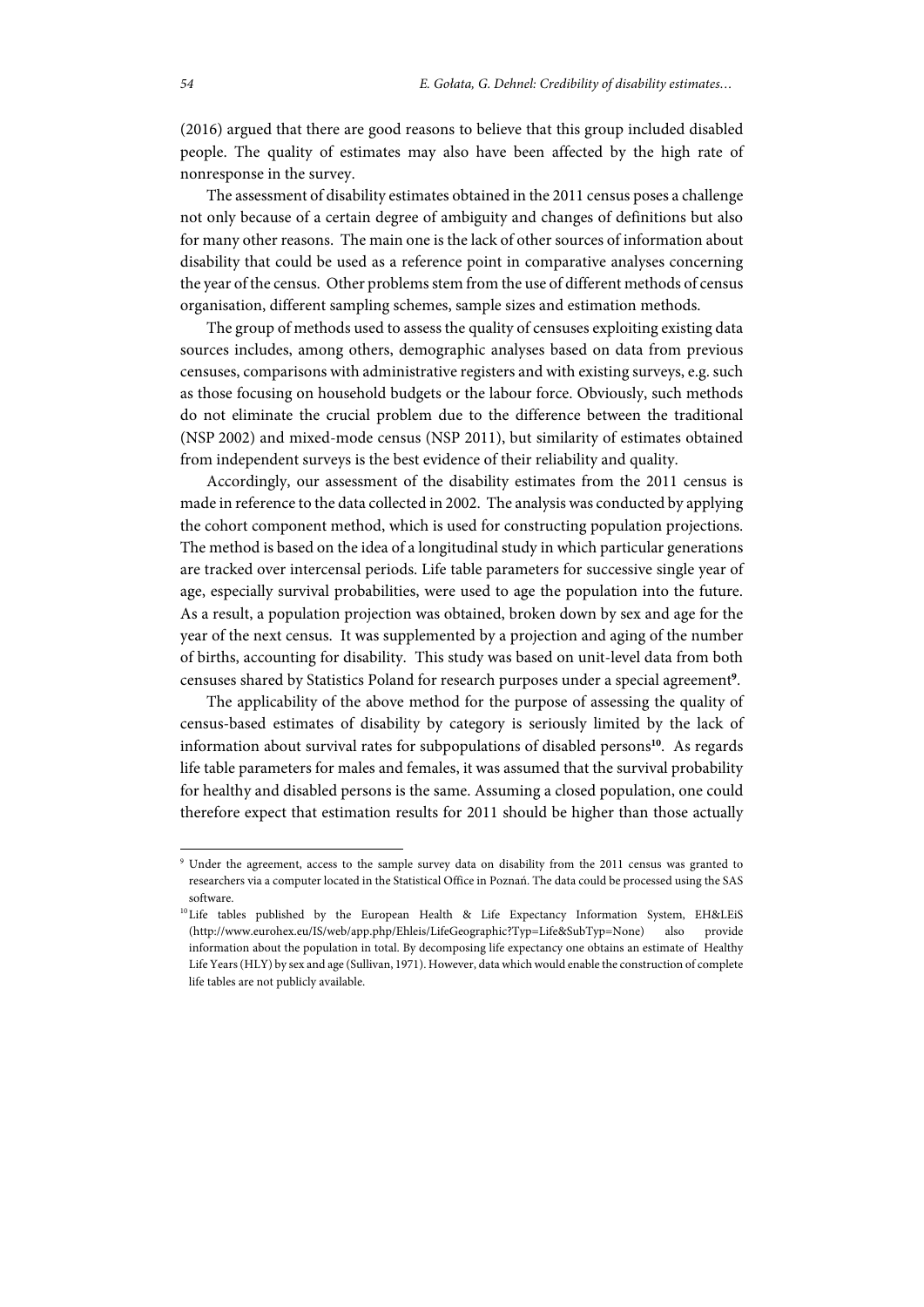(2016) argued that there are good reasons to believe that this group included disabled people. The quality of estimates may also have been affected by the high rate of nonresponse in the survey.

The assessment of disability estimates obtained in the 2011 census poses a challenge not only because of a certain degree of ambiguity and changes of definitions but also for many other reasons. The main one is the lack of other sources of information about disability that could be used as a reference point in comparative analyses concerning the year of the census. Other problems stem from the use of different methods of census organisation, different sampling schemes, sample sizes and estimation methods.

The group of methods used to assess the quality of censuses exploiting existing data sources includes, among others, demographic analyses based on data from previous censuses, comparisons with administrative registers and with existing surveys, e.g. such as those focusing on household budgets or the labour force. Obviously, such methods do not eliminate the crucial problem due to the difference between the traditional (NSP 2002) and mixed-mode census (NSP 2011), but similarity of estimates obtained from independent surveys is the best evidence of their reliability and quality.

Accordingly, our assessment of the disability estimates from the 2011 census is made in reference to the data collected in 2002. The analysis was conducted by applying the cohort component method, which is used for constructing population projections. The method is based on the idea of a longitudinal study in which particular generations are tracked over intercensal periods. Life table parameters for successive single year of age, especially survival probabilities, were used to age the population into the future. As a result, a population projection was obtained, broken down by sex and age for the year of the next census. It was supplemented by a projection and aging of the number of births, accounting for disability. This study was based on unit-level data from both censuses shared by Statistics Poland for research purposes under a special agreement[9].

The applicability of the above method for the purpose of assessing the quality of census-based estimates of disability by category is seriously limited by the lack of information about survival rates for subpopulations of disabled persons[10]. As regards life table parameters for males and females, it was assumed that the survival probability for healthy and disabled persons is the same. Assuming a closed population, one could therefore expect that estimation results for 2011 should be higher than those actually

[9] Under the agreement, access to the sample survey data on disability from the 2011 census was granted to researchers via a computer located in the Statistical Office in Poznań. The data could be processed using the SAS software.

[10] Life tables published by the European Health & Life Expectancy Information System, EH&LEiS (http://www.eurohex.eu/IS/web/app.php/Ehleis/LifeGeographic?Typ=Life&SubTyp=None) also provide information about the population in total. By decomposing life expectancy one obtains an estimate of Healthy Life Years (HLY) by sex and age (Sullivan, 1971). However, data which would enable the construction of complete life tables are not publicly available.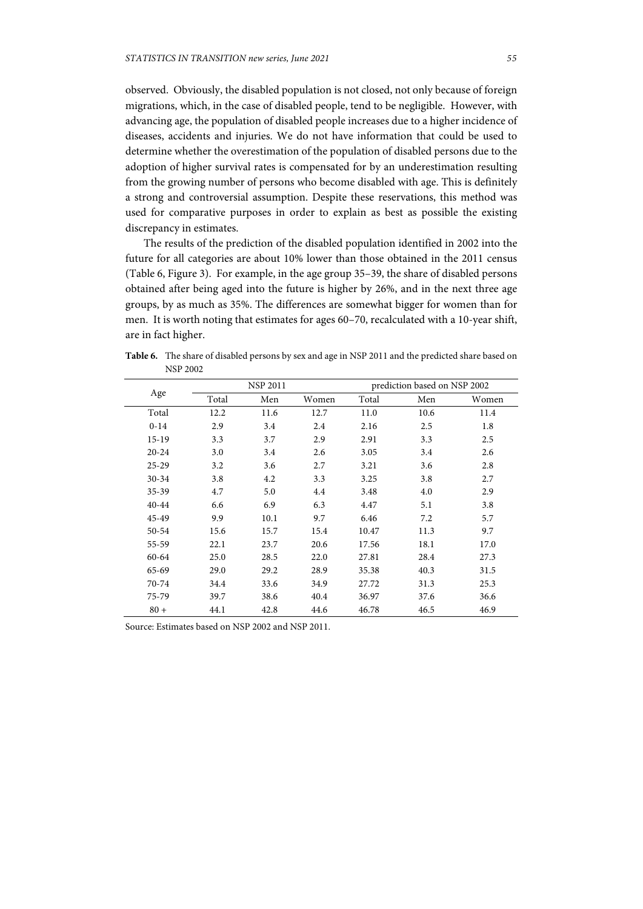observed. Obviously, the disabled population is not closed, not only because of foreign migrations, which, in the case of disabled people, tend to be negligible. However, with advancing age, the population of disabled people increases due to a higher incidence of diseases, accidents and injuries. We do not have information that could be used to determine whether the overestimation of the population of disabled persons due to the adoption of higher survival rates is compensated for by an underestimation resulting from the growing number of persons who become disabled with age. This is definitely a strong and controversial assumption. Despite these reservations, this method was used for comparative purposes in order to explain as best as possible the existing discrepancy in estimates.

The results of the prediction of the disabled population identified in 2002 into the future for all categories are about 10% lower than those obtained in the 2011 census (Table 6, Figure 3). For example, in the age group 35–39, the share of disabled persons obtained after being aged into the future is higher by 26%, and in the next three age groups, by as much as 35%. The differences are somewhat bigger for women than for men. It is worth noting that estimates for ages 60–70, recalculated with a 10-year shift, are in fact higher.

**Table 6.** The share of disabled persons by sex and age in NSP 2011 and the predicted share based on NSP 2002

| Age | NSP 2011 | | | prediction based on NSP 2002 | | |
|---|---|---|---|---|---|---|
| | Total | Men | Women | Total | Men | Women |
| Total | 12.2 | 11.6 | 12.7 | 11.0 | 10.6 | 11.4 |
| 0-14 | 2.9 | 3.4 | 2.4 | 2.16 | 2.5 | 1.8 |
| 15-19 | 3.3 | 3.7 | 2.9 | 2.91 | 3.3 | 2.5 |
| 20-24 | 3.0 | 3.4 | 2.6 | 3.05 | 3.4 | 2.6 |
| 25-29 | 3.2 | 3.6 | 2.7 | 3.21 | 3.6 | 2.8 |
| 30-34 | 3.8 | 4.2 | 3.3 | 3.25 | 3.8 | 2.7 |
| 35-39 | 4.7 | 5.0 | 4.4 | 3.48 | 4.0 | 2.9 |
| 40-44 | 6.6 | 6.9 | 6.3 | 4.47 | 5.1 | 3.8 |
| 45-49 | 9.9 | 10.1 | 9.7 | 6.46 | 7.2 | 5.7 |
| 50-54 | 15.6 | 15.7 | 15.4 | 10.47 | 11.3 | 9.7 |
| 55-59 | 22.1 | 23.7 | 20.6 | 17.56 | 18.1 | 17.0 |
| 60-64 | 25.0 | 28.5 | 22.0 | 27.81 | 28.4 | 27.3 |
| 65-69 | 29.0 | 29.2 | 28.9 | 35.38 | 40.3 | 31.5 |
| 70-74 | 34.4 | 33.6 | 34.9 | 27.72 | 31.3 | 25.3 |
| 75-79 | 39.7 | 38.6 | 40.4 | 36.97 | 37.6 | 36.6 |
| 80 + | 44.1 | 42.8 | 44.6 | 46.78 | 46.5 | 46.9 |

Source: Estimates based on NSP 2002 and NSP 2011.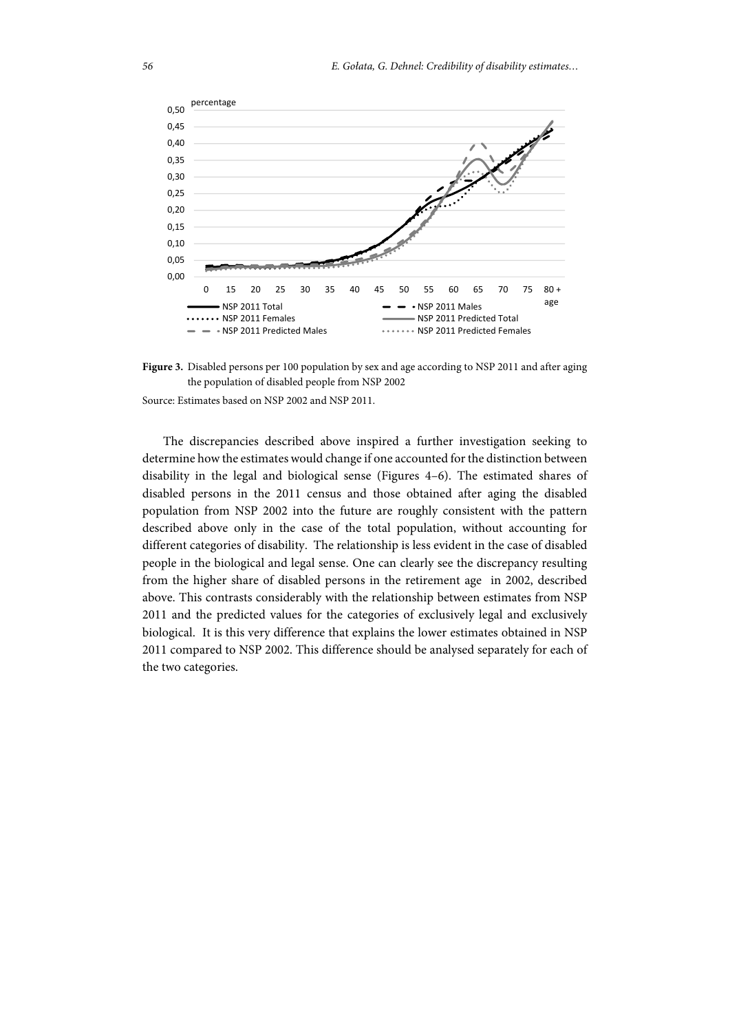**Figure 3.** Disabled persons per 100 population by sex and age according to NSP 2011 and after aging the population of disabled people from NSP 2002

Source: Estimates based on NSP 2002 and NSP 2011.

The discrepancies described above inspired a further investigation seeking to determine how the estimates would change if one accounted for the distinction between disability in the legal and biological sense (Figures 4–6). The estimated shares of disabled persons in the 2011 census and those obtained after aging the disabled population from NSP 2002 into the future are roughly consistent with the pattern described above only in the case of the total population, without accounting for different categories of disability. The relationship is less evident in the case of disabled people in the biological and legal sense. One can clearly see the discrepancy resulting from the higher share of disabled persons in the retirement age in 2002, described above. This contrasts considerably with the relationship between estimates from NSP 2011 and the predicted values for the categories of exclusively legal and exclusively biological. It is this very difference that explains the lower estimates obtained in NSP 2011 compared to NSP 2002. This difference should be analysed separately for each of the two categories.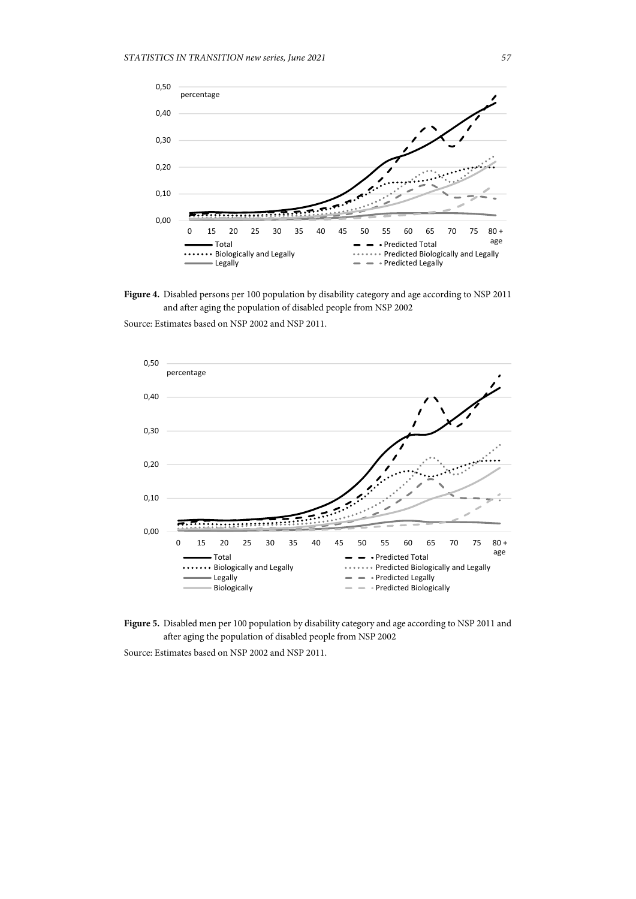**Figure 4.** Disabled persons per 100 population by disability category and age according to NSP 2011 and after aging the population of disabled people from NSP 2002

Source: Estimates based on NSP 2002 and NSP 2011.

**Figure 5.** Disabled men per 100 population by disability category and age according to NSP 2011 and after aging the population of disabled people from NSP 2002

Source: Estimates based on NSP 2002 and NSP 2011.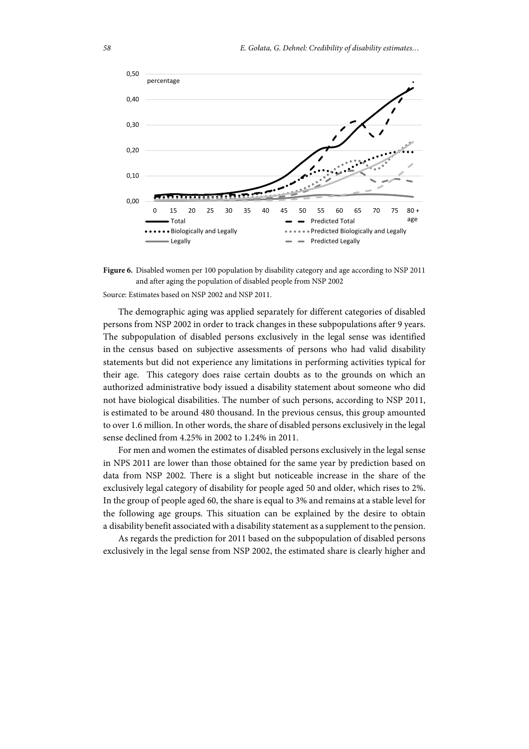**Figure 6.** Disabled women per 100 population by disability category and age according to NSP 2011 and after aging the population of disabled people from NSP 2002

Source: Estimates based on NSP 2002 and NSP 2011.

The demographic aging was applied separately for different categories of disabled persons from NSP 2002 in order to track changes in these subpopulations after 9 years. The subpopulation of disabled persons exclusively in the legal sense was identified in the census based on subjective assessments of persons who had valid disability statements but did not experience any limitations in performing activities typical for their age. This category does raise certain doubts as to the grounds on which an authorized administrative body issued a disability statement about someone who did not have biological disabilities. The number of such persons, according to NSP 2011, is estimated to be around 480 thousand. In the previous census, this group amounted to over 1.6 million. In other words, the share of disabled persons exclusively in the legal sense declined from 4.25% in 2002 to 1.24% in 2011.

For men and women the estimates of disabled persons exclusively in the legal sense in NPS 2011 are lower than those obtained for the same year by prediction based on data from NSP 2002. There is a slight but noticeable increase in the share of the exclusively legal category of disability for people aged 50 and older, which rises to 2%. In the group of people aged 60, the share is equal to 3% and remains at a stable level for the following age groups. This situation can be explained by the desire to obtain a disability benefit associated with a disability statement as a supplement to the pension.

As regards the prediction for 2011 based on the subpopulation of disabled persons exclusively in the legal sense from NSP 2002, the estimated share is clearly higher and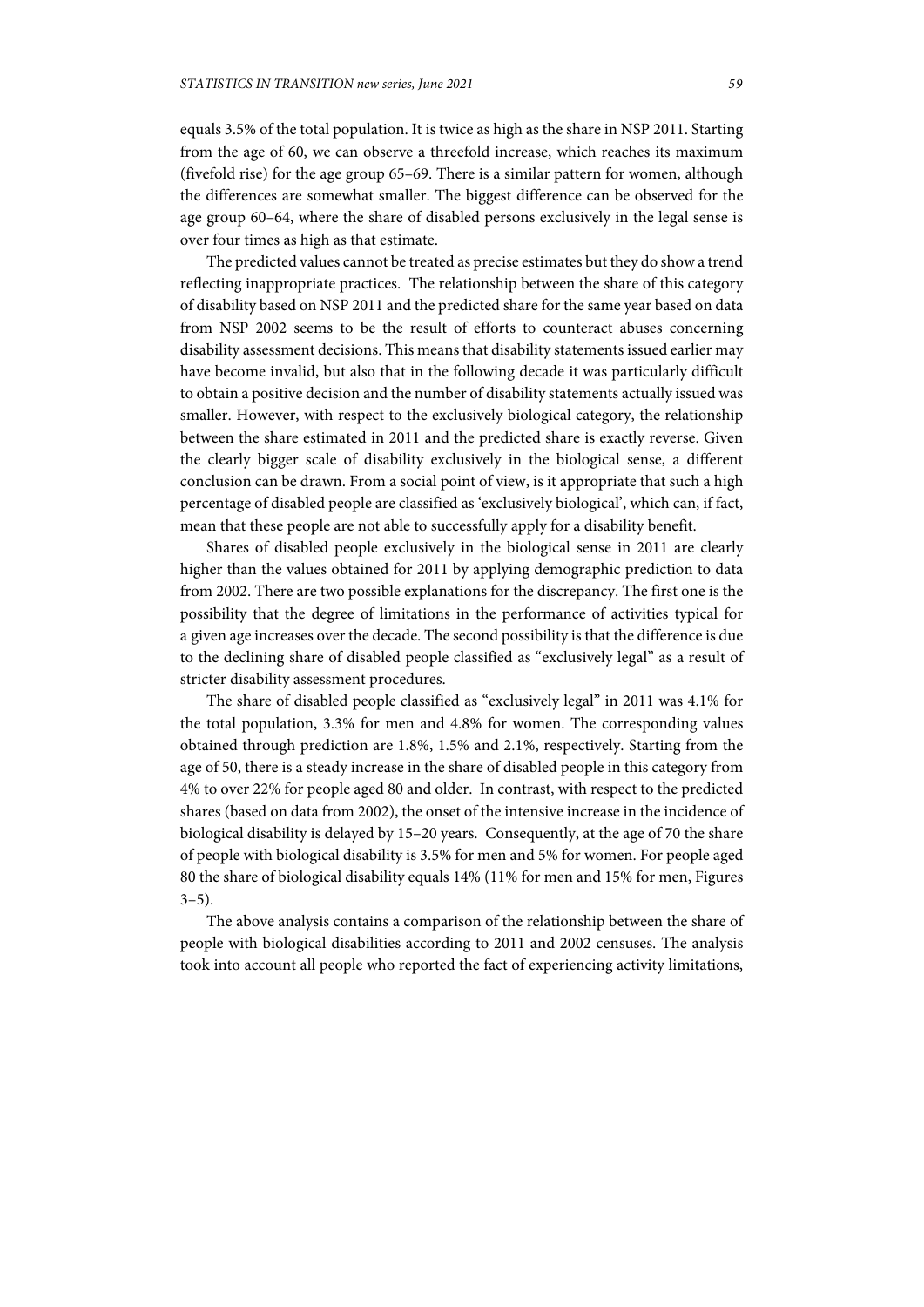equals 3.5% of the total population. It is twice as high as the share in NSP 2011. Starting from the age of 60, we can observe a threefold increase, which reaches its maximum (fivefold rise) for the age group 65–69. There is a similar pattern for women, although the differences are somewhat smaller. The biggest difference can be observed for the age group 60–64, where the share of disabled persons exclusively in the legal sense is over four times as high as that estimate.

The predicted values cannot be treated as precise estimates but they do show a trend reflecting inappropriate practices. The relationship between the share of this category of disability based on NSP 2011 and the predicted share for the same year based on data from NSP 2002 seems to be the result of efforts to counteract abuses concerning disability assessment decisions. This means that disability statements issued earlier may have become invalid, but also that in the following decade it was particularly difficult to obtain a positive decision and the number of disability statements actually issued was smaller. However, with respect to the exclusively biological category, the relationship between the share estimated in 2011 and the predicted share is exactly reverse. Given the clearly bigger scale of disability exclusively in the biological sense, a different conclusion can be drawn. From a social point of view, is it appropriate that such a high percentage of disabled people are classified as 'exclusively biological', which can, if fact, mean that these people are not able to successfully apply for a disability benefit.

Shares of disabled people exclusively in the biological sense in 2011 are clearly higher than the values obtained for 2011 by applying demographic prediction to data from 2002. There are two possible explanations for the discrepancy. The first one is the possibility that the degree of limitations in the performance of activities typical for a given age increases over the decade. The second possibility is that the difference is due to the declining share of disabled people classified as "exclusively legal" as a result of stricter disability assessment procedures.

The share of disabled people classified as "exclusively legal" in 2011 was 4.1% for the total population, 3.3% for men and 4.8% for women. The corresponding values obtained through prediction are 1.8%, 1.5% and 2.1%, respectively. Starting from the age of 50, there is a steady increase in the share of disabled people in this category from 4% to over 22% for people aged 80 and older. In contrast, with respect to the predicted shares (based on data from 2002), the onset of the intensive increase in the incidence of biological disability is delayed by 15–20 years. Consequently, at the age of 70 the share of people with biological disability is 3.5% for men and 5% for women. For people aged 80 the share of biological disability equals 14% (11% for men and 15% for men, Figures 3–5).

The above analysis contains a comparison of the relationship between the share of people with biological disabilities according to 2011 and 2002 censuses. The analysis took into account all people who reported the fact of experiencing activity limitations,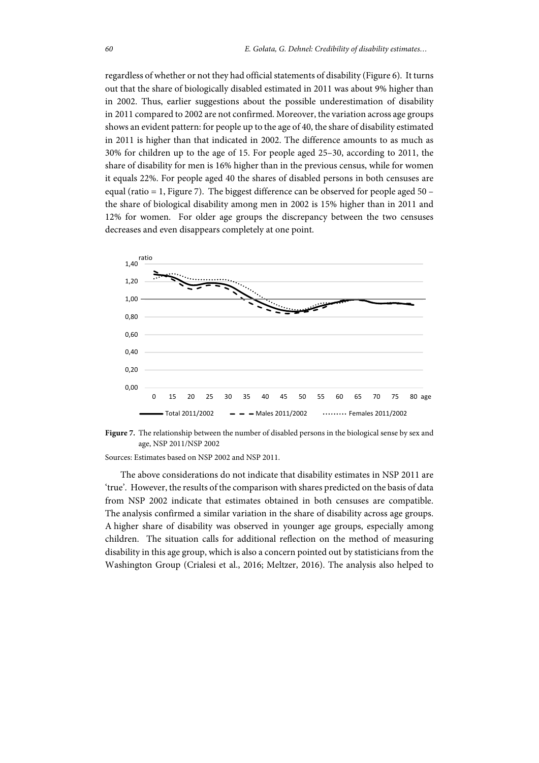regardless of whether or not they had official statements of disability (Figure 6). It turns out that the share of biologically disabled estimated in 2011 was about 9% higher than in 2002. Thus, earlier suggestions about the possible underestimation of disability in 2011 compared to 2002 are not confirmed. Moreover, the variation across age groups shows an evident pattern: for people up to the age of 40, the share of disability estimated in 2011 is higher than that indicated in 2002. The difference amounts to as much as 30% for children up to the age of 15. For people aged 25–30, according to 2011, the share of disability for men is 16% higher than in the previous census, while for women it equals 22%. For people aged 40 the shares of disabled persons in both censuses are equal (ratio = 1, Figure 7). The biggest difference can be observed for people aged 50 – the share of biological disability among men in 2002 is 15% higher than in 2011 and 12% for women. For older age groups the discrepancy between the two censuses decreases and even disappears completely at one point.

**Figure 7.** The relationship between the number of disabled persons in the biological sense by sex and age, NSP 2011/NSP 2002

Sources: Estimates based on NSP 2002 and NSP 2011.

The above considerations do not indicate that disability estimates in NSP 2011 are 'true'. However, the results of the comparison with shares predicted on the basis of data from NSP 2002 indicate that estimates obtained in both censuses are compatible. The analysis confirmed a similar variation in the share of disability across age groups. A higher share of disability was observed in younger age groups, especially among children. The situation calls for additional reflection on the method of measuring disability in this age group, which is also a concern pointed out by statisticians from the Washington Group (Crialesi et al., 2016; Meltzer, 2016). The analysis also helped to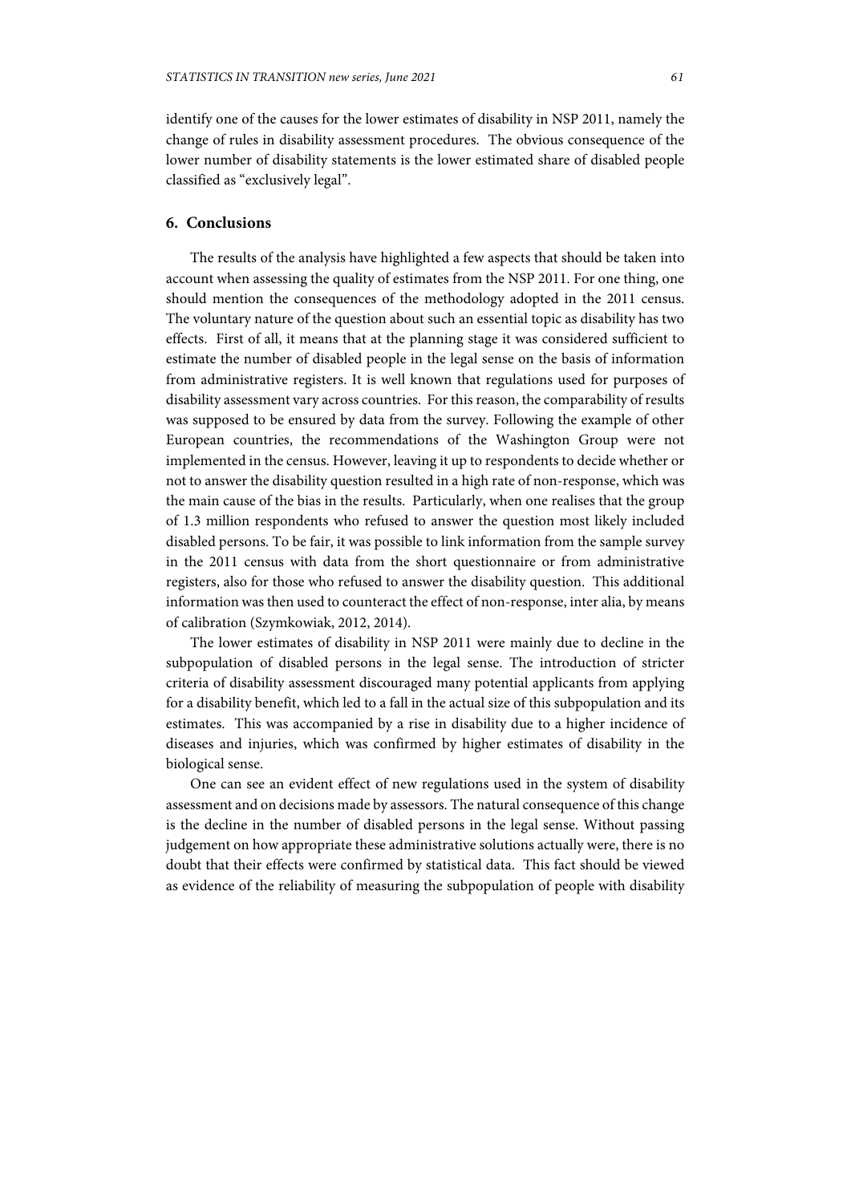identify one of the causes for the lower estimates of disability in NSP 2011, namely the change of rules in disability assessment procedures. The obvious consequence of the lower number of disability statements is the lower estimated share of disabled people classified as "exclusively legal".

## 6. Conclusions

The results of the analysis have highlighted a few aspects that should be taken into account when assessing the quality of estimates from the NSP 2011. For one thing, one should mention the consequences of the methodology adopted in the 2011 census. The voluntary nature of the question about such an essential topic as disability has two effects. First of all, it means that at the planning stage it was considered sufficient to estimate the number of disabled people in the legal sense on the basis of information from administrative registers. It is well known that regulations used for purposes of disability assessment vary across countries. For this reason, the comparability of results was supposed to be ensured by data from the survey. Following the example of other European countries, the recommendations of the Washington Group were not implemented in the census. However, leaving it up to respondents to decide whether or not to answer the disability question resulted in a high rate of non-response, which was the main cause of the bias in the results. Particularly, when one realises that the group of 1.3 million respondents who refused to answer the question most likely included disabled persons. To be fair, it was possible to link information from the sample survey in the 2011 census with data from the short questionnaire or from administrative registers, also for those who refused to answer the disability question. This additional information was then used to counteract the effect of non-response, inter alia, by means of calibration (Szymkowiak, 2012, 2014).

The lower estimates of disability in NSP 2011 were mainly due to decline in the subpopulation of disabled persons in the legal sense. The introduction of stricter criteria of disability assessment discouraged many potential applicants from applying for a disability benefit, which led to a fall in the actual size of this subpopulation and its estimates. This was accompanied by a rise in disability due to a higher incidence of diseases and injuries, which was confirmed by higher estimates of disability in the biological sense.

One can see an evident effect of new regulations used in the system of disability assessment and on decisions made by assessors. The natural consequence of this change is the decline in the number of disabled persons in the legal sense. Without passing judgement on how appropriate these administrative solutions actually were, there is no doubt that their effects were confirmed by statistical data. This fact should be viewed as evidence of the reliability of measuring the subpopulation of people with disability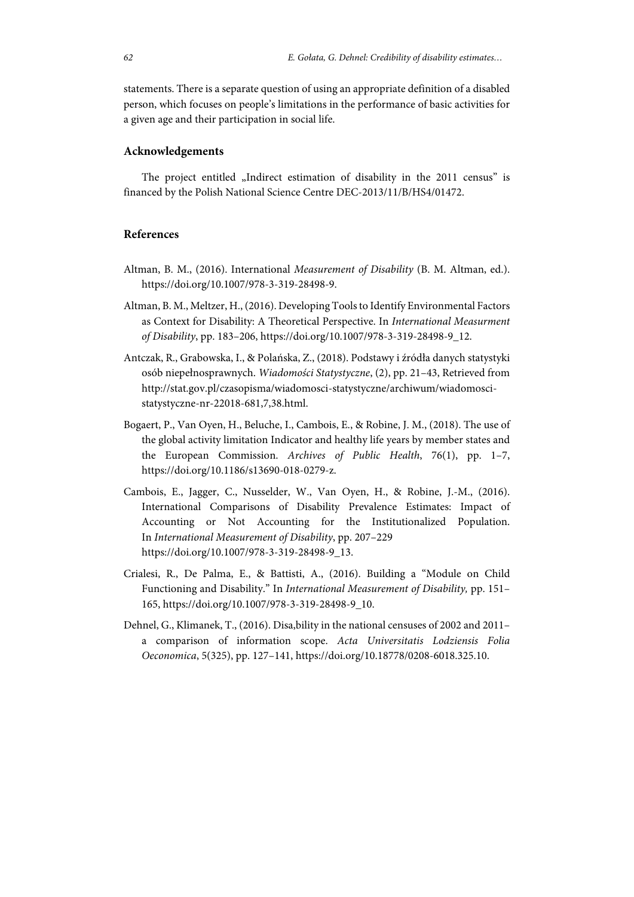statements. There is a separate question of using an appropriate definition of a disabled person, which focuses on people's limitations in the performance of basic activities for a given age and their participation in social life.

## Acknowledgements

The project entitled „Indirect estimation of disability in the 2011 census" is financed by the Polish National Science Centre DEC-2013/11/B/HS4/01472.

## References

Altman, B. M., (2016). International *Measurement of Disability* (B. M. Altman, ed.). https://doi.org/10.1007/978-3-319-28498-9.

Altman, B. M., Meltzer, H., (2016). Developing Tools to Identify Environmental Factors as Context for Disability: A Theoretical Perspective. In *International Measurment of Disability*, pp. 183–206, https://doi.org/10.1007/978-3-319-28498-9_12.

Antczak, R., Grabowska, I., & Polańska, Z., (2018). Podstawy i źródła danych statystyki osób niepełnosprawnych. *Wiadomości Statystyczne*, (2), pp. 21–43, Retrieved from http://stat.gov.pl/czasopisma/wiadomosci-statystyczne/archiwum/wiadomosci-statystyczne-nr-22018-681,7,38.html.

Bogaert, P., Van Oyen, H., Beluche, I., Cambois, E., & Robine, J. M., (2018). The use of the global activity limitation Indicator and healthy life years by member states and the European Commission. *Archives of Public Health*, 76(1), pp. 1–7, https://doi.org/10.1186/s13690-018-0279-z.

Cambois, E., Jagger, C., Nusselder, W., Van Oyen, H., & Robine, J.-M., (2016). International Comparisons of Disability Prevalence Estimates: Impact of Accounting or Not Accounting for the Institutionalized Population. In *International Measurement of Disability*, pp. 207–229 https://doi.org/10.1007/978-3-319-28498-9_13.

Crialesi, R., De Palma, E., & Battisti, A., (2016). Building a "Module on Child Functioning and Disability." In *International Measurement of Disability,* pp. 151–165, https://doi.org/10.1007/978-3-319-28498-9_10.

Dehnel, G., Klimanek, T., (2016). Disa,bility in the national censuses of 2002 and 2011– a comparison of information scope. *Acta Universitatis Lodziensis Folia Oeconomica*, 5(325), pp. 127–141, https://doi.org/10.18778/0208-6018.325.10.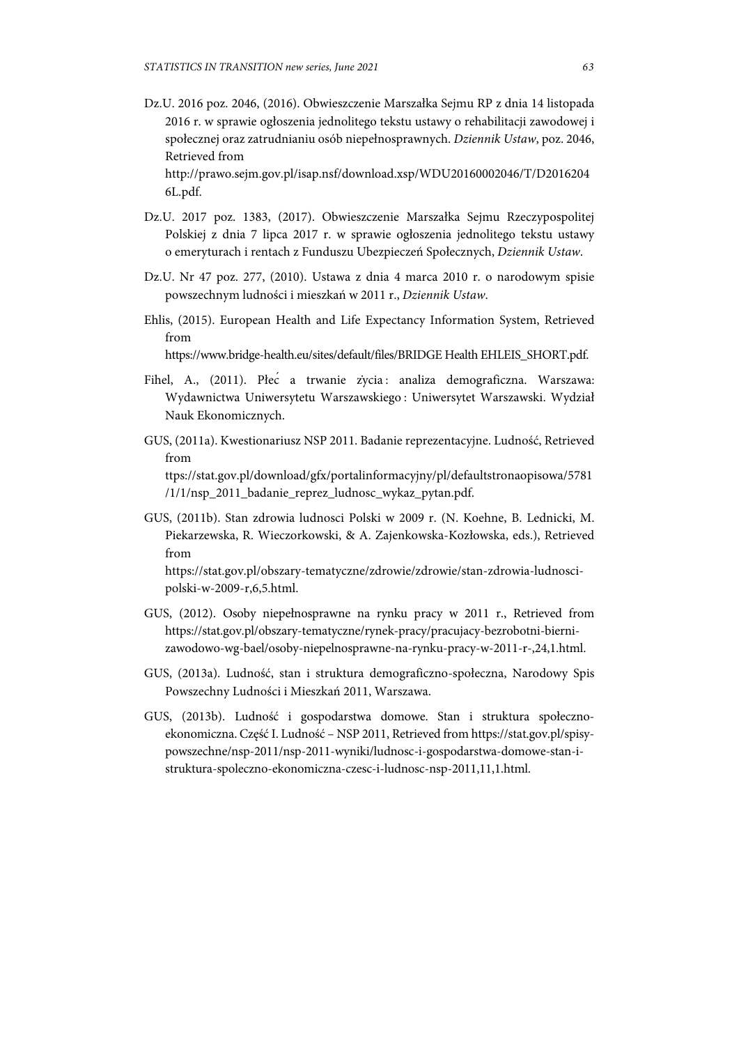Dz.U. 2016 poz. 2046, (2016). Obwieszczenie Marszałka Sejmu RP z dnia 14 listopada 2016 r. w sprawie ogłoszenia jednolitego tekstu ustawy o rehabilitacji zawodowej i społecznej oraz zatrudnianiu osób niepełnosprawnych. *Dziennik Ustaw*, poz. 2046, Retrieved from http://prawo.sejm.gov.pl/isap.nsf/download.xsp/WDU20160002046/T/D20162046L.pdf.

Dz.U. 2017 poz. 1383, (2017). Obwieszczenie Marszałka Sejmu Rzeczypospolitej Polskiej z dnia 7 lipca 2017 r. w sprawie ogłoszenia jednolitego tekstu ustawy o emeryturach i rentach z Funduszu Ubezpieczeń Społecznych, *Dziennik Ustaw*.

Dz.U. Nr 47 poz. 277, (2010). Ustawa z dnia 4 marca 2010 r. o narodowym spisie powszechnym ludności i mieszkań w 2011 r., *Dziennik Ustaw*.

Ehlis, (2015). European Health and Life Expectancy Information System, Retrieved from https://www.bridge-health.eu/sites/default/files/BRIDGE Health EHLEIS_SHORT.pdf.

Fihel, A., (2011). Płeć a trwanie życia : analiza demograficzna. Warszawa: Wydawnictwa Uniwersytetu Warszawskiego : Uniwersytet Warszawski. Wydział Nauk Ekonomicznych.

GUS, (2011a). Kwestionariusz NSP 2011. Badanie reprezentacyjne. Ludność, Retrieved from ttps://stat.gov.pl/download/gfx/portalinformacyjny/pl/defaultstronaopisowa/5781/1/1/nsp_2011_badanie_reprez_ludnosc_wykaz_pytan.pdf.

GUS, (2011b). Stan zdrowia ludnosci Polski w 2009 r. (N. Koehne, B. Lednicki, M. Piekarzewska, R. Wieczorkowski, & A. Zajenkowska-Kozłowska, eds.), Retrieved from https://stat.gov.pl/obszary-tematyczne/zdrowie/zdrowie/stan-zdrowia-ludnosci-polski-w-2009-r,6,5.html.

GUS, (2012). Osoby niepełnosprawne na rynku pracy w 2011 r., Retrieved from https://stat.gov.pl/obszary-tematyczne/rynek-pracy/pracujacy-bezrobotni-bierni-zawodowo-wg-bael/osoby-niepelnosprawne-na-rynku-pracy-w-2011-r-,24,1.html.

GUS, (2013a). Ludność, stan i struktura demograficzno-społeczna, Narodowy Spis Powszechny Ludności i Mieszkań 2011, Warszawa.

GUS, (2013b). Ludność i gospodarstwa domowe. Stan i struktura społeczno-ekonomiczna. Część I. Ludność – NSP 2011, Retrieved from https://stat.gov.pl/spisy-powszechne/nsp-2011/nsp-2011-wyniki/ludnosc-i-gospodarstwa-domowe-stan-i-struktura-spoleczno-ekonomiczna-czesc-i-ludnosc-nsp-2011,11,1.html.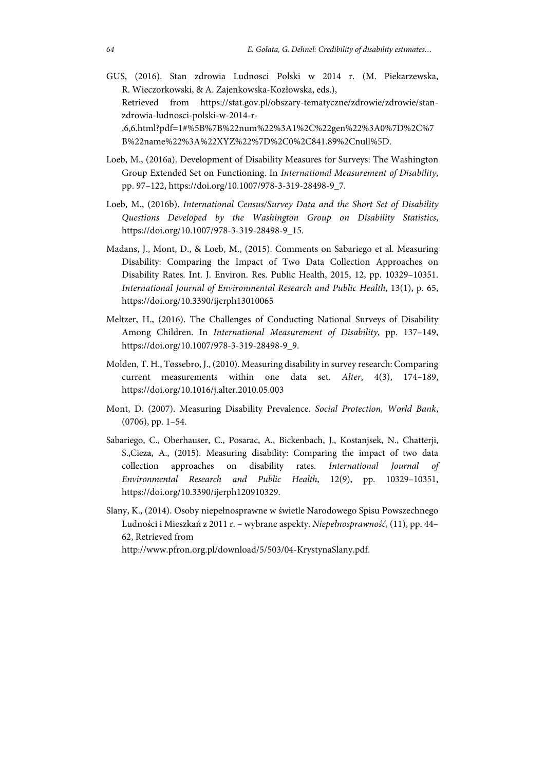GUS, (2016). Stan zdrowia Ludnosci Polski w 2014 r. (M. Piekarzewska, R. Wieczorkowski, & A. Zajenkowska-Kozłowska, eds.), Retrieved from https://stat.gov.pl/obszary-tematyczne/zdrowie/zdrowie/stan-zdrowia-ludnosci-polski-w-2014-r-,6,6.html?pdf=1#%5B%7B%22num%22%3A1%2C%22gen%22%3A0%7D%2C%7B%22name%22%3A%22XYZ%22%7D%2C0%2C841.89%2Cnull%5D.

Loeb, M., (2016a). Development of Disability Measures for Surveys: The Washington Group Extended Set on Functioning. In *International Measurement of Disability*, pp. 97–122, https://doi.org/10.1007/978-3-319-28498-9_7.

Loeb, M., (2016b). *International Census/Survey Data and the Short Set of Disability Questions Developed by the Washington Group on Disability Statistics*, https://doi.org/10.1007/978-3-319-28498-9_15.

Madans, J., Mont, D., & Loeb, M., (2015). Comments on Sabariego et al. Measuring Disability: Comparing the Impact of Two Data Collection Approaches on Disability Rates. Int. J. Environ. Res. Public Health, 2015, 12, pp. 10329–10351. *International Journal of Environmental Research and Public Health*, 13(1), p. 65, https://doi.org/10.3390/ijerph13010065

Meltzer, H., (2016). The Challenges of Conducting National Surveys of Disability Among Children. In *International Measurement of Disability*, pp. 137–149, https://doi.org/10.1007/978-3-319-28498-9_9.

Molden, T. H., Tøssebro, J., (2010). Measuring disability in survey research: Comparing current measurements within one data set. *Alter*, 4(3), 174–189, https://doi.org/10.1016/j.alter.2010.05.003

Mont, D. (2007). Measuring Disability Prevalence. *Social Protection, World Bank*, (0706), pp. 1–54.

Sabariego, C., Oberhauser, C., Posarac, A., Bickenbach, J., Kostanjsek, N., Chatterji, S.,Cieza, A., (2015). Measuring disability: Comparing the impact of two data collection approaches on disability rates. *International Journal of Environmental Research and Public Health*, 12(9), pp. 10329–10351, https://doi.org/10.3390/ijerph120910329.

Slany, K., (2014). Osoby niepełnosprawne w świetle Narodowego Spisu Powszechnego Ludności i Mieszkań z 2011 r. – wybrane aspekty. *Niepełnosprawność*, (11), pp. 44–62, Retrieved from http://www.pfron.org.pl/download/5/503/04-KrystynaSlany.pdf.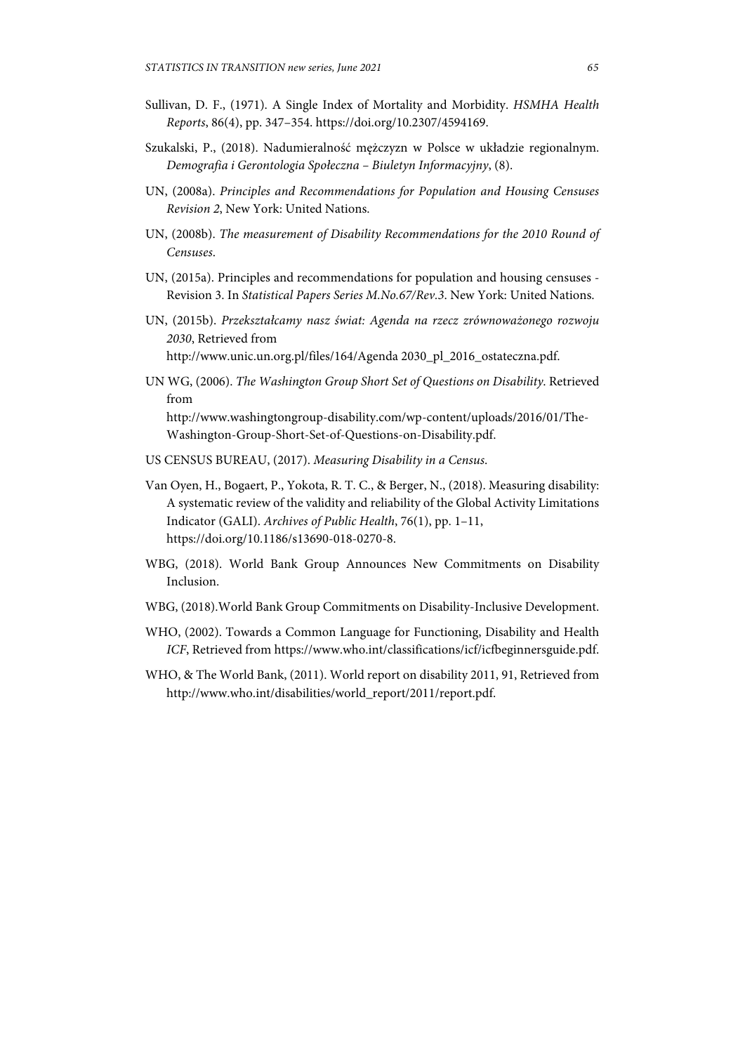Sullivan, D. F., (1971). A Single Index of Mortality and Morbidity. *HSMHA Health Reports*, 86(4), pp. 347–354. https://doi.org/10.2307/4594169.

Szukalski, P., (2018). Nadumieralność mężczyzn w Polsce w układzie regionalnym. *Demografia i Gerontologia Społeczna – Biuletyn Informacyjny*, (8).

UN, (2008a). *Principles and Recommendations for Population and Housing Censuses Revision 2*, New York: United Nations.

UN, (2008b). *The measurement of Disability Recommendations for the 2010 Round of Censuses*.

UN, (2015a). Principles and recommendations for population and housing censuses - Revision 3. In *Statistical Papers Series M.No.67/Rev.3*. New York: United Nations.

UN, (2015b). *Przekształcamy nasz świat: Agenda na rzecz zrównoważonego rozwoju 2030*, Retrieved from http://www.unic.un.org.pl/files/164/Agenda 2030_pl_2016_ostateczna.pdf.

UN WG, (2006). *The Washington Group Short Set of Questions on Disability*. Retrieved from http://www.washingtongroup-disability.com/wp-content/uploads/2016/01/The-Washington-Group-Short-Set-of-Questions-on-Disability.pdf.

US CENSUS BUREAU, (2017). *Measuring Disability in a Census*.

Van Oyen, H., Bogaert, P., Yokota, R. T. C., & Berger, N., (2018). Measuring disability: A systematic review of the validity and reliability of the Global Activity Limitations Indicator (GALI). *Archives of Public Health*, 76(1), pp. 1–11, https://doi.org/10.1186/s13690-018-0270-8.

WBG, (2018). World Bank Group Announces New Commitments on Disability Inclusion.

WBG, (2018).World Bank Group Commitments on Disability-Inclusive Development.

WHO, (2002). Towards a Common Language for Functioning, Disability and Health *ICF*, Retrieved from https://www.who.int/classifications/icf/icfbeginnersguide.pdf.

WHO, & The World Bank, (2011). World report on disability 2011, 91, Retrieved from http://www.who.int/disabilities/world_report/2011/report.pdf.